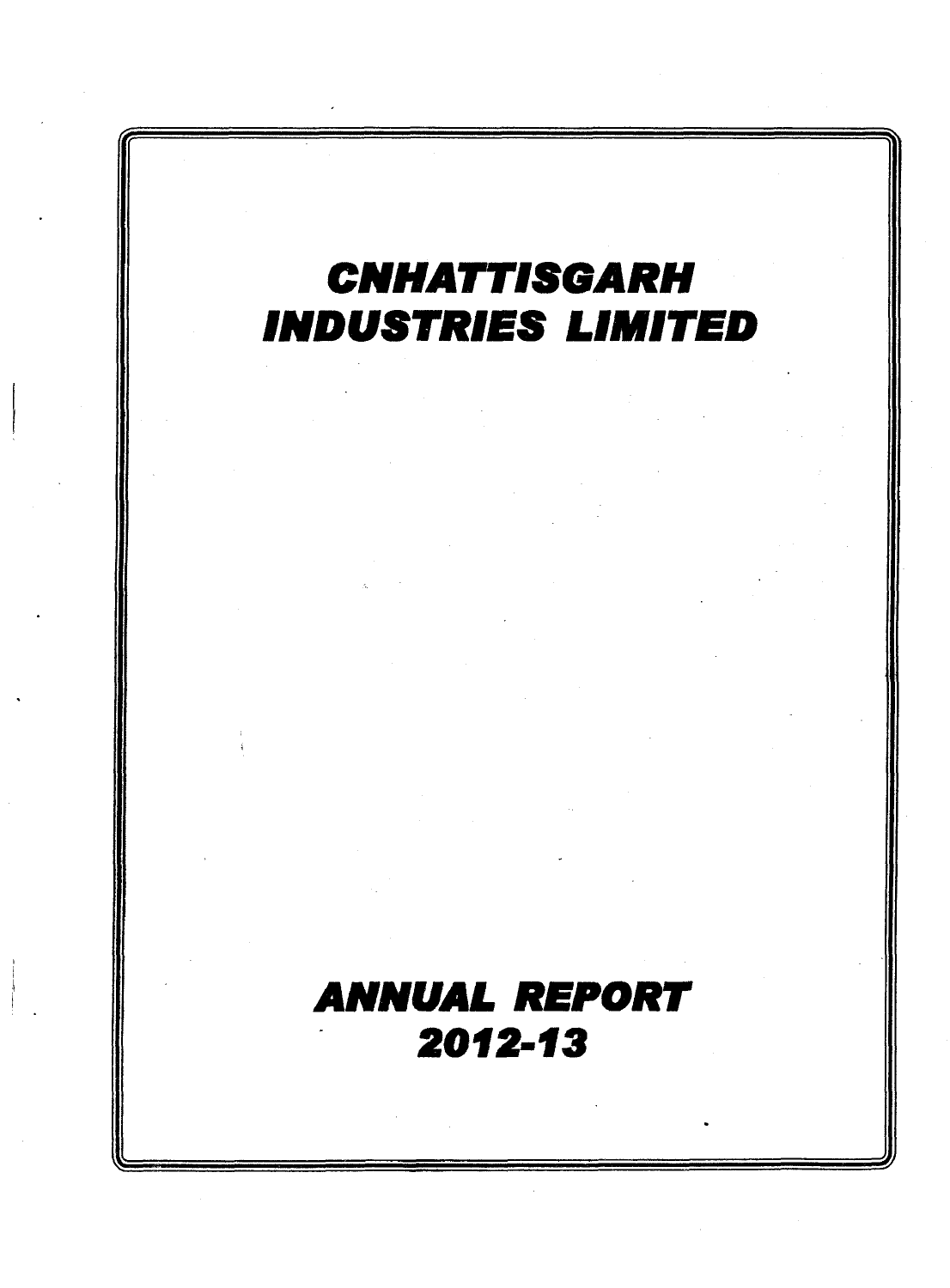# CNHATTISGARH INDUSTRIES LIMITED

# ANNUAL REPORT 2012-13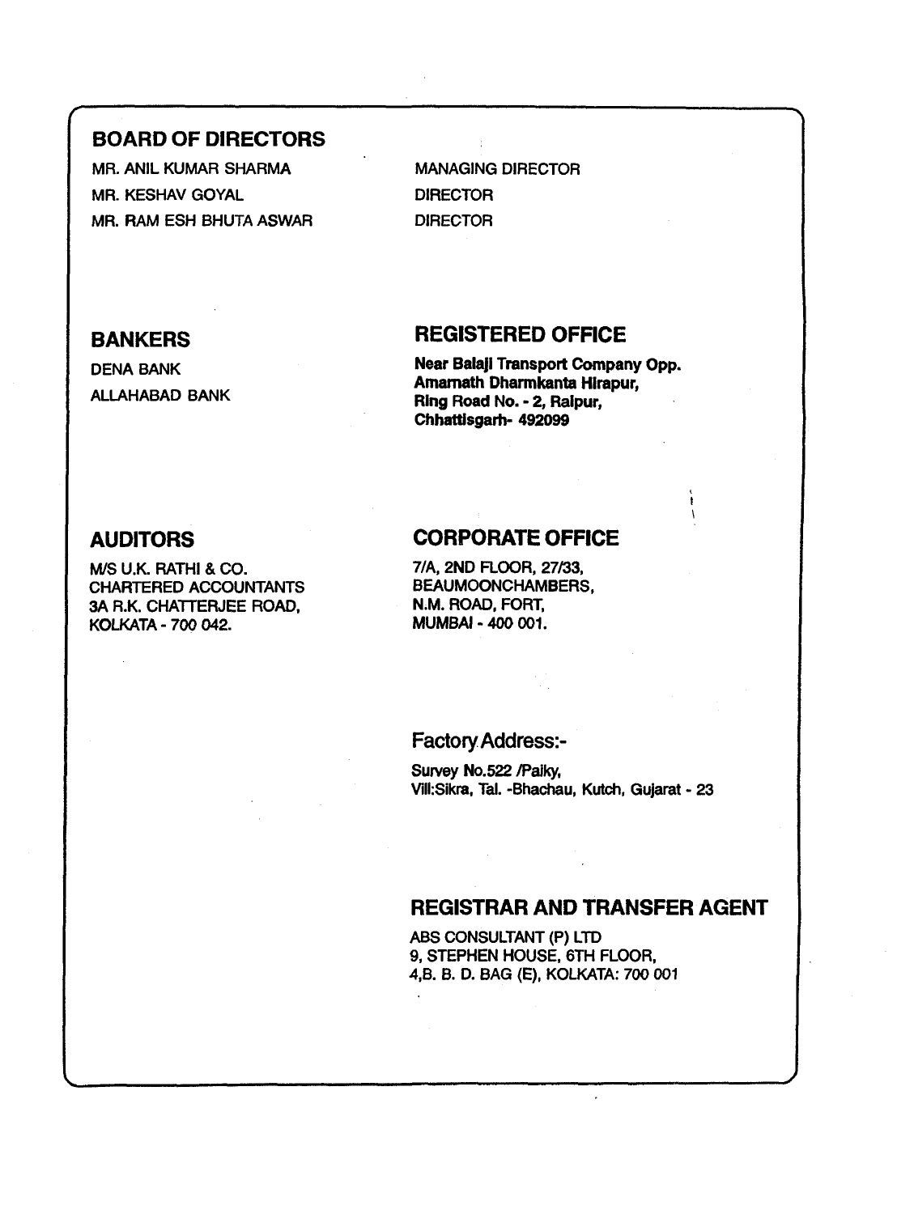## BOARD OF DIRECTORS

| | |
|---|---|
| MR. ANIL KUMAR SHARMA | MANAGING DIRECTOR |
| MR. KESHAV GOYAL | DIRECTOR |
| MR. RAM ESH BHUTA ASWAR | DIRECTOR |

## BANKERS

DENA BANK
ALLAHABAD BANK

## REGISTERED OFFICE

**Near Balaji Transport Company Opp. Amarnath Dharmkanta Hirapur, Ring Road No. - 2, Raipur, Chhattisgarh- 492099**

## AUDITORS

M/S U.K. RATHI & CO.
CHARTERED ACCOUNTANTS
3A R.K. CHATTERJEE ROAD,
KOLKATA - 700 042.

## CORPORATE OFFICE

7/A, 2ND FLOOR, 27/33,
BEAUMOONCHAMBERS,
N.M. ROAD, FORT,
MUMBAI - 400 001.

## Factory Address:-

Survey No.522 /Paiky,
Vill:Sikra, Tal. -Bhachau, Kutch, Gujarat - 23

## REGISTRAR AND TRANSFER AGENT

ABS CONSULTANT (P) LTD
9, STEPHEN HOUSE, 6TH FLOOR,
4,B. B. D. BAG (E), KOLKATA: 700 001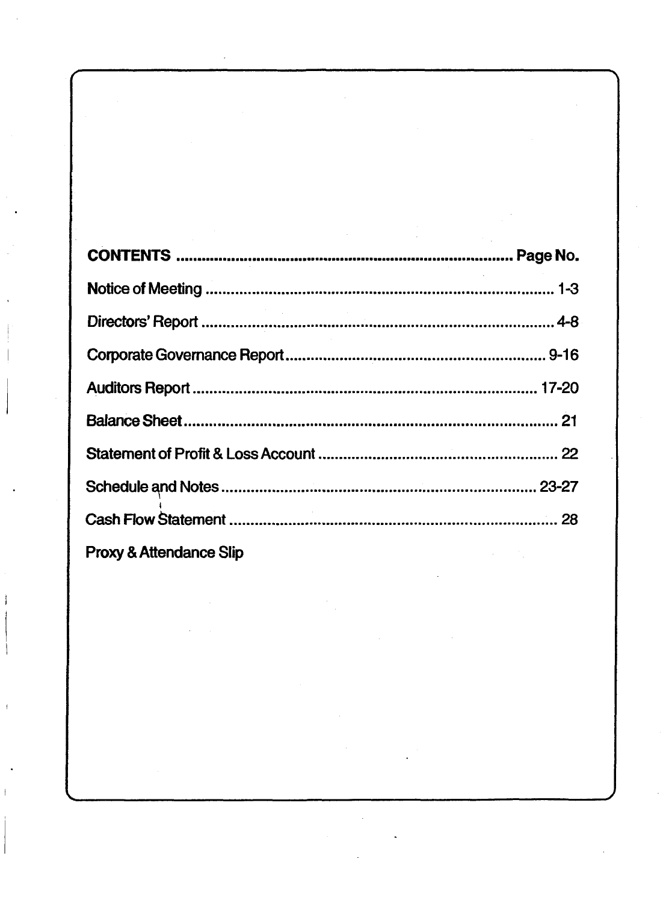| CONTENTS | Page No. |
| --- | --- |
| Notice of Meeting | 1-3 |
| Directors' Report | 4-8 |
| Corporate Governance Report | 9-16 |
| Auditors Report | 17-20 |
| Balance Sheet | 21 |
| Statement of Profit & Loss Account | 22 |
| Schedule and Notes | 23-27 |
| Cash Flow Statement | 28 |
| Proxy & Attendance Slip | |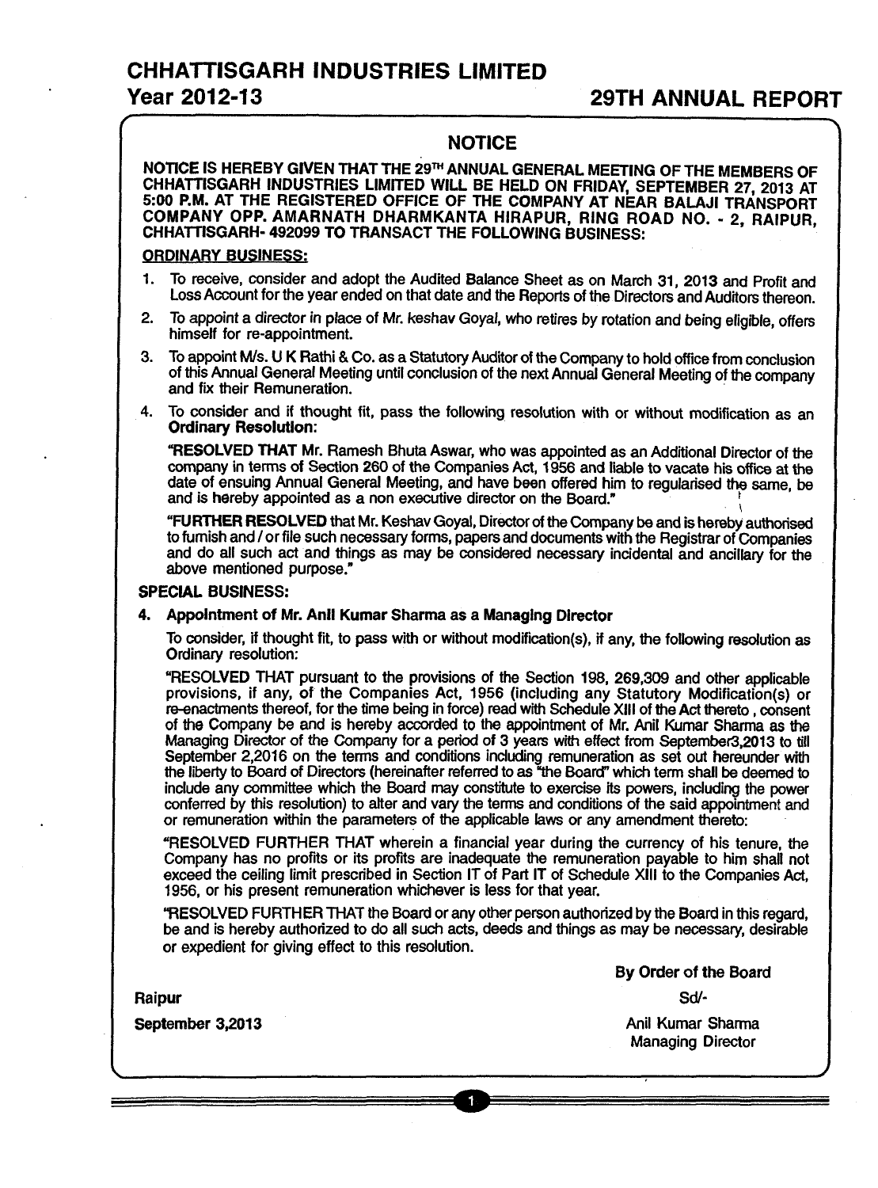# CHHATTISGARH INDUSTRIES LIMITED

**Year 2012-13** **29TH ANNUAL REPORT**

## NOTICE

**NOTICE IS HEREBY GIVEN THAT THE 29TH ANNUAL GENERAL MEETING OF THE MEMBERS OF CHHATTISGARH INDUSTRIES LIMITED WILL BE HELD ON FRIDAY, SEPTEMBER 27, 2013 AT 5:00 P.M. AT THE REGISTERED OFFICE OF THE COMPANY AT NEAR BALAJI TRANSPORT COMPANY OPP. AMARNATH DHARMKANTA HIRAPUR, RING ROAD NO. - 2, RAIPUR, CHHATTISGARH- 492099 TO TRANSACT THE FOLLOWING BUSINESS:**

**ORDINARY BUSINESS:**

1. To receive, consider and adopt the Audited Balance Sheet as on March 31, 2013 and Profit and Loss Account for the year ended on that date and the Reports of the Directors and Auditors thereon.
2. To appoint a director in place of Mr. keshav Goyal, who retires by rotation and being eligible, offers himself for re-appointment.
3. To appoint M/s. U K Rathi & Co. as a Statutory Auditor of the Company to hold office from conclusion of this Annual General Meeting until conclusion of the next Annual General Meeting of the company and fix their Remuneration.
4. To consider and if thought fit, pass the following resolution with or without modification as an **Ordinary Resolution:**

   "**RESOLVED THAT** Mr. Ramesh Bhuta Aswar, who was appointed as an Additional Director of the company in terms of Section 260 of the Companies Act, 1956 and liable to vacate his office at the date of ensuing Annual General Meeting, and have been offered him to regularised the same, be and is hereby appointed as a non executive director on the Board."

   "**FURTHER RESOLVED** that Mr. Keshav Goyal, Director of the Company be and is hereby authorised to furnish and / or file such necessary forms, papers and documents with the Registrar of Companies and do all such act and things as may be considered necessary incidental and ancillary for the above mentioned purpose."

**SPECIAL BUSINESS:**

4. **Appointment of Mr. Anil Kumar Sharma as a Managing Director**

   To consider, if thought fit, to pass with or without modification(s), if any, the following resolution as Ordinary resolution:

   "RESOLVED THAT pursuant to the provisions of the Section 198, 269,309 and other applicable provisions, if any, of the Companies Act, 1956 (including any Statutory Modification(s) or re-enactments thereof, for the time being in force) read with Schedule XIII of the Act thereto , consent of the Company be and is hereby accorded to the appointment of Mr. Anil Kumar Sharma as the Managing Director of the Company for a period of 3 years with effect from September3,2013 to till September 2,2016 on the terms and conditions including remuneration as set out hereunder with the liberty to Board of Directors (hereinafter referred to as "the Board" which term shall be deemed to include any committee which the Board may constitute to exercise its powers, including the power conferred by this resolution) to alter and vary the terms and conditions of the said appointment and or remuneration within the parameters of the applicable laws or any amendment thereto:

   "RESOLVED FURTHER THAT wherein a financial year during the currency of his tenure, the Company has no profits or its profits are inadequate the remuneration payable to him shall not exceed the ceiling limit prescribed in Section IT of Part IT of Schedule XIII to the Companies Act, 1956, or his present remuneration whichever is less for that year.

   "RESOLVED FURTHER THAT the Board or any other person authorized by the Board in this regard, be and is hereby authorized to do all such acts, deeds and things as may be necessary, desirable or expedient for giving effect to this resolution.

**By Order of the Board**

Sd/-

Anil Kumar Sharma
Managing Director

**Raipur**

**September 3,2013**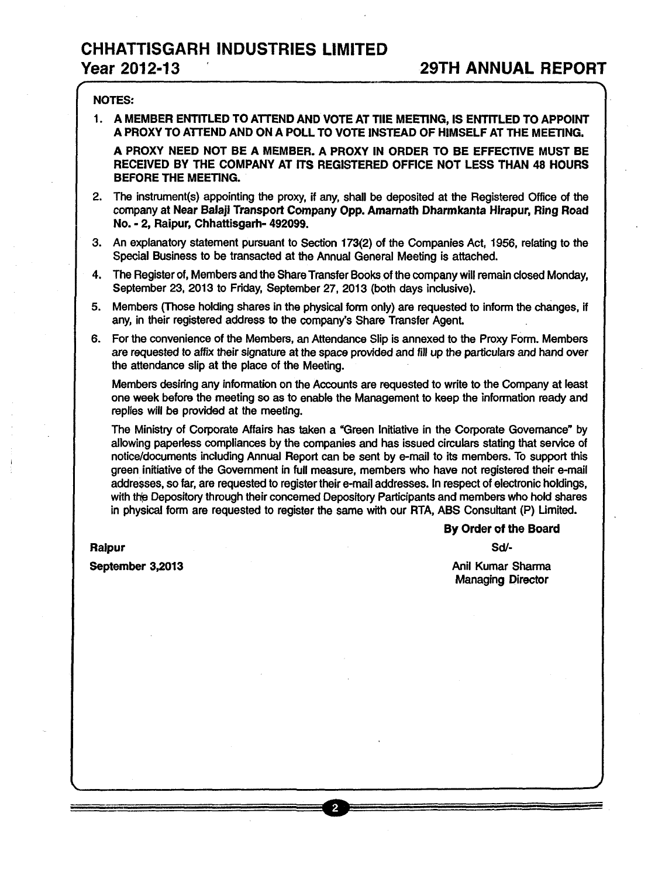## NOTES:

1. **A MEMBER ENTITLED TO ATTEND AND VOTE AT THE MEETING, IS ENTITLED TO APPOINT A PROXY TO ATTEND AND ON A POLL TO VOTE INSTEAD OF HIMSELF AT THE MEETING.**

   **A PROXY NEED NOT BE A MEMBER. A PROXY IN ORDER TO BE EFFECTIVE MUST BE RECEIVED BY THE COMPANY AT ITS REGISTERED OFFICE NOT LESS THAN 48 HOURS BEFORE THE MEETING.**

2. The instrument(s) appointing the proxy, if any, shall be deposited at the Registered Office of the company at **Near Balaji Transport Company Opp. Amarnath Dharmkanta Hirapur, Ring Road No. - 2, Raipur, Chhattisgarh- 492099.**

3. An explanatory statement pursuant to Section 173(2) of the Companies Act, 1956, relating to the Special Business to be transacted at the Annual General Meeting is attached.

4. The Register of, Members and the Share Transfer Books of the company will remain closed Monday, September 23, 2013 to Friday, September 27, 2013 (both days inclusive).

5. Members (Those holding shares in the physical form only) are requested to inform the changes, if any, in their registered address to the company's Share Transfer Agent.

6. For the convenience of the Members, an Attendance Slip is annexed to the Proxy Form. Members are requested to affix their signature at the space provided and fill up the particulars and hand over the attendance slip at the place of the Meeting.

   Members desiring any information on the Accounts are requested to write to the Company at least one week before the meeting so as to enable the Management to keep the information ready and replies will be provided at the meeting.

   The Ministry of Corporate Affairs has taken a "Green Initiative in the Corporate Governance" by allowing paperless compliances by the companies and has issued circulars stating that service of notice/documents including Annual Report can be sent by e-mail to its members. To support this green initiative of the Government in full measure, members who have not registered their e-mail addresses, so far, are requested to register their e-mail addresses. In respect of electronic holdings, with the Depository through their concerned Depository Participants and members who hold shares in physical form are requested to register the same with our RTA, ABS Consultant (P) Limited.

**By Order of the Board**

**Raipur**

**September 3,2013**

**Sd/-**

Anil Kumar Sharma
Managing Director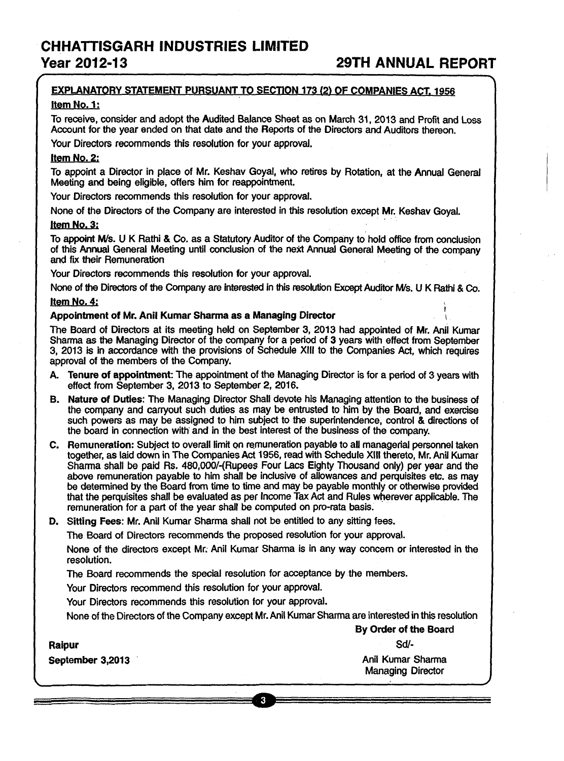**EXPLANATORY STATEMENT PURSUANT TO SECTION 173 (2) OF COMPANIES ACT, 1956**

**Item No. 1:**

To receive, consider and adopt the Audited Balance Sheet as on March 31, 2013 and Profit and Loss Account for the year ended on that date and the Reports of the Directors and Auditors thereon.

Your Directors recommends this resolution for your approval.

**Item No. 2:**

To appoint a Director in place of Mr. Keshav Goyal, who retires by Rotation, at the Annual General Meeting and being eligible, offers him for reappointment.

Your Directors recommends this resolution for your approval.

None of the Directors of the Company are interested in this resolution except Mr. Keshav Goyal.

**Item No. 3:**

To appoint M/s. U K Rathi & Co. as a Statutory Auditor of the Company to hold office from conclusion of this Annual General Meeting until conclusion of the next Annual General Meeting of the company and fix their Remuneration

Your Directors recommends this resolution for your approval.

None of the Directors of the Company are interested in this resolution Except Auditor M/s. U K Rathi & Co.

**Item No. 4:**

**Appointment of Mr. Anil Kumar Sharma as a Managing Director**

The Board of Directors at its meeting held on September 3, 2013 had appointed of Mr. Anil Kumar Sharma as the Managing Director of the company for a period of 3 years with effect from September 3, 2013 is in accordance with the provisions of Schedule XIII to the Companies Act, which requires approval of the members of the Company.

A. **Tenure of appointment:** The appointment of the Managing Director is for a period of 3 years with effect from September 3, 2013 to September 2, 2016.

B. **Nature of Duties:** The Managing Director Shall devote his Managing attention to the business of the company and carryout such duties as may be entrusted to him by the Board, and exercise such powers as may be assigned to him subject to the superintendence, control & directions of the board in connection with and in the best interest of the business of the company.

C. **Remuneration:** Subject to overall limit on remuneration payable to all managerial personnel taken together, as laid down in The Companies Act 1956, read with Schedule XIII thereto, Mr. Anil Kumar Sharma shall be paid Rs. 480,000/-(Rupees Four Lacs Eighty Thousand only) per year and the above remuneration payable to him shall be inclusive of allowances and perquisites etc. as may be determined by the Board from time to time and may be payable monthly or otherwise provided that the perquisites shall be evaluated as per Income Tax Act and Rules wherever applicable. The remuneration for a part of the year shall be computed on pro-rata basis.

D. **Sitting Fees:** Mr. Anil Kumar Sharma shall not be entitled to any sitting fees.

The Board of Directors recommends the proposed resolution for your approval.

None of the directors except Mr. Anil Kumar Sharma is in any way concern or interested in the resolution.

The Board recommends the special resolution for acceptance by the members.

Your Directors recommend this resolution for your approval.

Your Directors recommends this resolution for your approval.

None of the Directors of the Company except Mr. Anil Kumar Sharma are interested in this resolution

**By Order of the Board**

Sd/-

Anil Kumar Sharma
Managing Director

**Raipur**

**September 3,2013**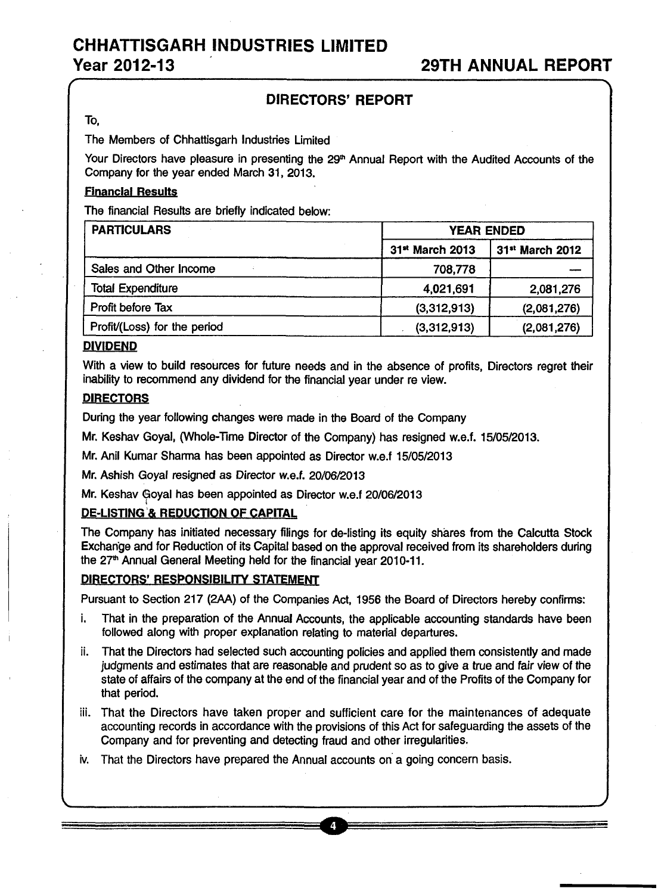# CHHATTISGARH INDUSTRIES LIMITED

## DIRECTORS' REPORT

To,

The Members of Chhattisgarh Industries Limited

Your Directors have pleasure in presenting the 29th Annual Report with the Audited Accounts of the Company for the year ended March 31, 2013.

**Financial Results**

The financial Results are briefly indicated below:

| PARTICULARS | YEAR ENDED | |
|---|---|---|
| | 31st March 2013 | 31st March 2012 |
| Sales and Other Income | 708,778 | — |
| Total Expenditure | 4,021,691 | 2,081,276 |
| Profit before Tax | (3,312,913) | (2,081,276) |
| Profit/(Loss) for the period | (3,312,913) | (2,081,276) |

**DIVIDEND**

With a view to build resources for future needs and in the absence of profits, Directors regret their inability to recommend any dividend for the financial year under re view.

**DIRECTORS**

During the year following changes were made in the Board of the Company

Mr. Keshav Goyal, (Whole-Time Director of the Company) has resigned w.e.f. 15/05/2013.

Mr. Anil Kumar Sharma has been appointed as Director w.e.f 15/05/2013

Mr. Ashish Goyal resigned as Director w.e.f. 20/06/2013

Mr. Keshav Goyal has been appointed as Director w.e.f 20/06/2013

**DE-LISTING & REDUCTION OF CAPITAL**

The Company has initiated necessary filings for de-listing its equity shares from the Calcutta Stock Exchange and for Reduction of its Capital based on the approval received from its shareholders during the 27th Annual General Meeting held for the financial year 2010-11.

**DIRECTORS' RESPONSIBILITY STATEMENT**

Pursuant to Section 217 (2AA) of the Companies Act, 1956 the Board of Directors hereby confirms:

i. That in the preparation of the Annual Accounts, the applicable accounting standards have been followed along with proper explanation relating to material departures.

ii. That the Directors had selected such accounting policies and applied them consistently and made judgments and estimates that are reasonable and prudent so as to give a true and fair view of the state of affairs of the company at the end of the financial year and of the Profits of the Company for that period.

iii. That the Directors have taken proper and sufficient care for the maintenances of adequate accounting records in accordance with the provisions of this Act for safeguarding the assets of the Company and for preventing and detecting fraud and other irregularities.

iv. That the Directors have prepared the Annual accounts on a going concern basis.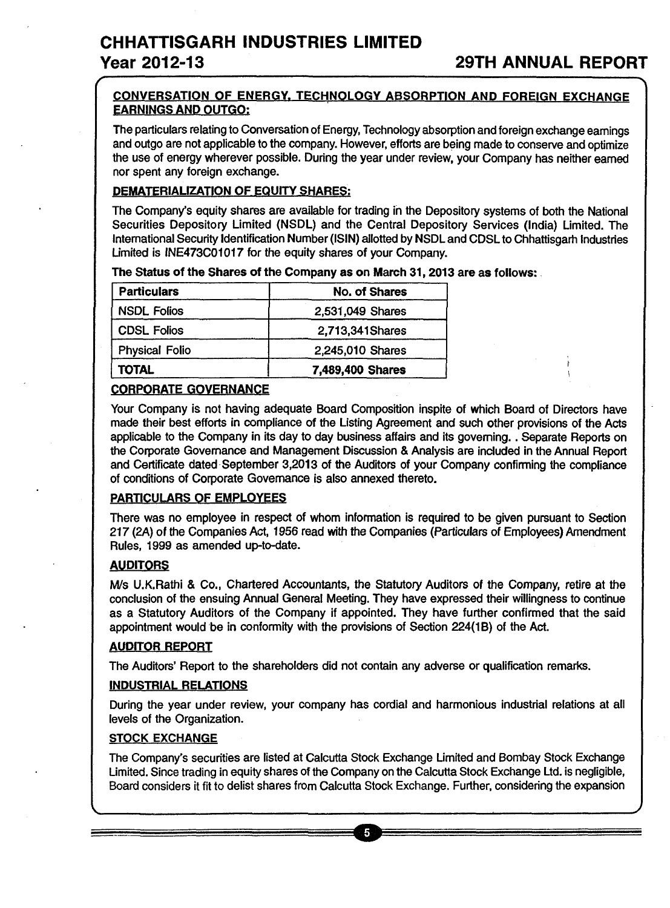## CONVERSATION OF ENERGY, TECHNOLOGY ABSORPTION AND FOREIGN EXCHANGE EARNINGS AND OUTGO:

The particulars relating to Conversation of Energy, Technology absorption and foreign exchange earnings and outgo are not applicable to the company. However, efforts are being made to conserve and optimize the use of energy wherever possible. During the year under review, your Company has neither earned nor spent any foreign exchange.

## DEMATERIALIZATION OF EQUITY SHARES:

The Company's equity shares are available for trading in the Depository systems of both the National Securities Depository Limited (NSDL) and the Central Depository Services (India) Limited. The International Security Identification Number (ISIN) allotted by NSDL and CDSL to Chhattisgarh Industries Limited is INE473C01017 for the equity shares of your Company.

**The Status of the Shares of the Company as on March 31, 2013 are as follows:**

| Particulars | No. of Shares |
|---|---|
| NSDL Folios | 2,531,049 Shares |
| CDSL Folios | 2,713,341Shares |
| Physical Folio | 2,245,010 Shares |
| **TOTAL** | **7,489,400 Shares** |

## CORPORATE GOVERNANCE

Your Company is not having adequate Board Composition inspite of which Board of Directors have made their best efforts in compliance of the Listing Agreement and such other provisions of the Acts applicable to the Company in its day to day business affairs and its governing. . Separate Reports on the Corporate Governance and Management Discussion & Analysis are included in the Annual Report and Certificate dated September 3,2013 of the Auditors of your Company confirming the compliance of conditions of Corporate Governance is also annexed thereto.

## PARTICULARS OF EMPLOYEES

There was no employee in respect of whom information is required to be given pursuant to Section 217 (2A) of the Companies Act, 1956 read with the Companies (Particulars of Employees) Amendment Rules, 1999 as amended up-to-date.

## AUDITORS

M/s U.K.Rathi & Co., Chartered Accountants, the Statutory Auditors of the Company, retire at the conclusion of the ensuing Annual General Meeting. They have expressed their willingness to continue as a Statutory Auditors of the Company if appointed. They have further confirmed that the said appointment would be in conformity with the provisions of Section 224(1B) of the Act.

## AUDITOR REPORT

The Auditors' Report to the shareholders did not contain any adverse or qualification remarks.

## INDUSTRIAL RELATIONS

During the year under review, your company has cordial and harmonious industrial relations at all levels of the Organization.

## STOCK EXCHANGE

The Company's securities are listed at Calcutta Stock Exchange Limited and Bombay Stock Exchange Limited. Since trading in equity shares of the Company on the Calcutta Stock Exchange Ltd. is negligible, Board considers it fit to delist shares from Calcutta Stock Exchange. Further, considering the expansion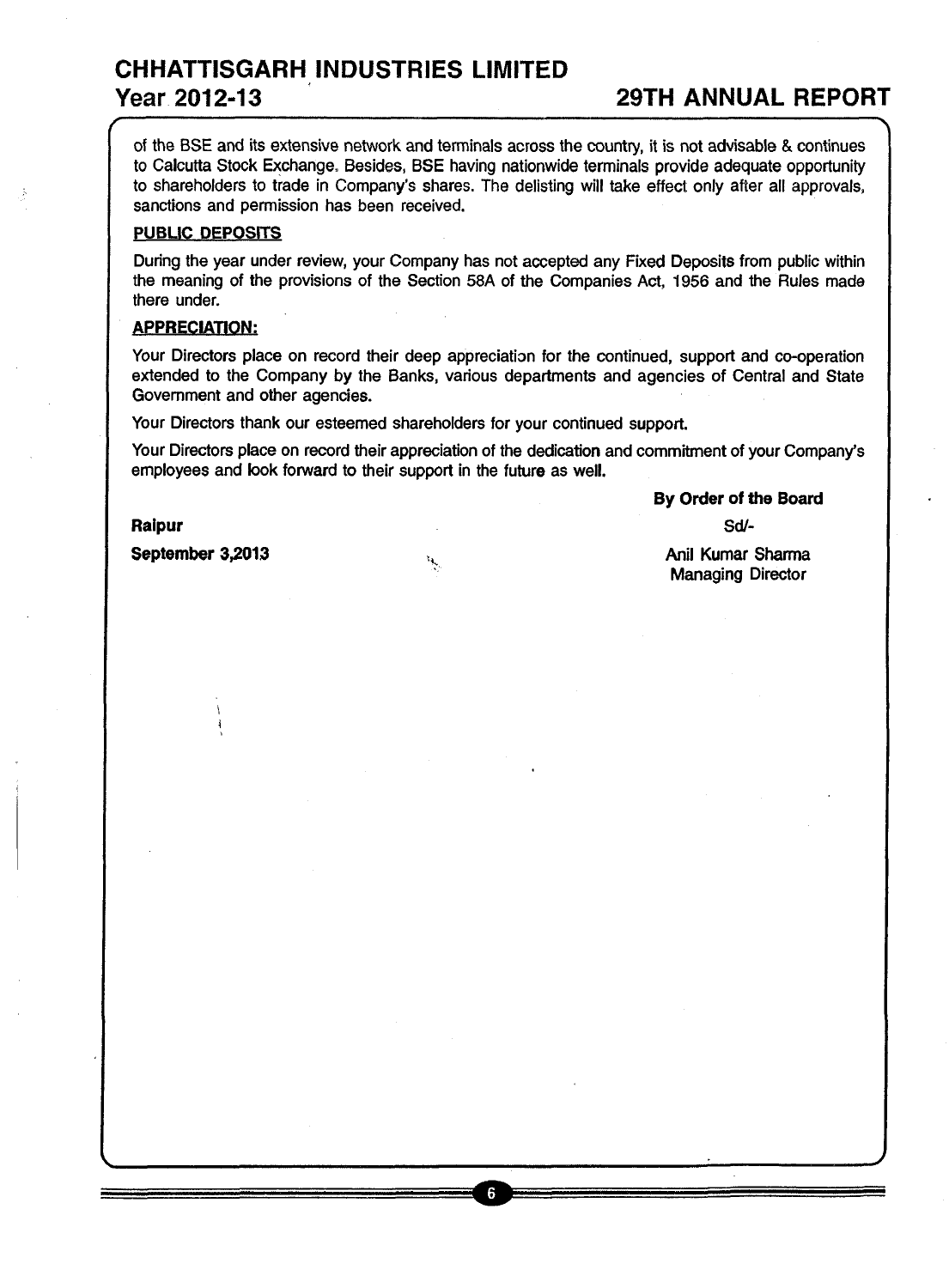of the BSE and its extensive network and terminals across the country, it is not advisable & continues to Calcutta Stock Exchange. Besides, BSE having nationwide terminals provide adequate opportunity to shareholders to trade in Company's shares. The delisting will take effect only after all approvals, sanctions and permission has been received.

**PUBLIC DEPOSITS**

During the year under review, your Company has not accepted any Fixed Deposits from public within the meaning of the provisions of the Section 58A of the Companies Act, 1956 and the Rules made there under.

**APPRECIATION:**

Your Directors place on record their deep appreciation for the continued, support and co-operation extended to the Company by the Banks, various departments and agencies of Central and State Government and other agencies.

Your Directors thank our esteemed shareholders for your continued support.

Your Directors place on record their appreciation of the dedication and commitment of your Company's employees and look forward to their support in the future as well.

**By Order of the Board**

Sd/-

Anil Kumar Sharma
Managing Director

**Raipur**

**September 3,2013**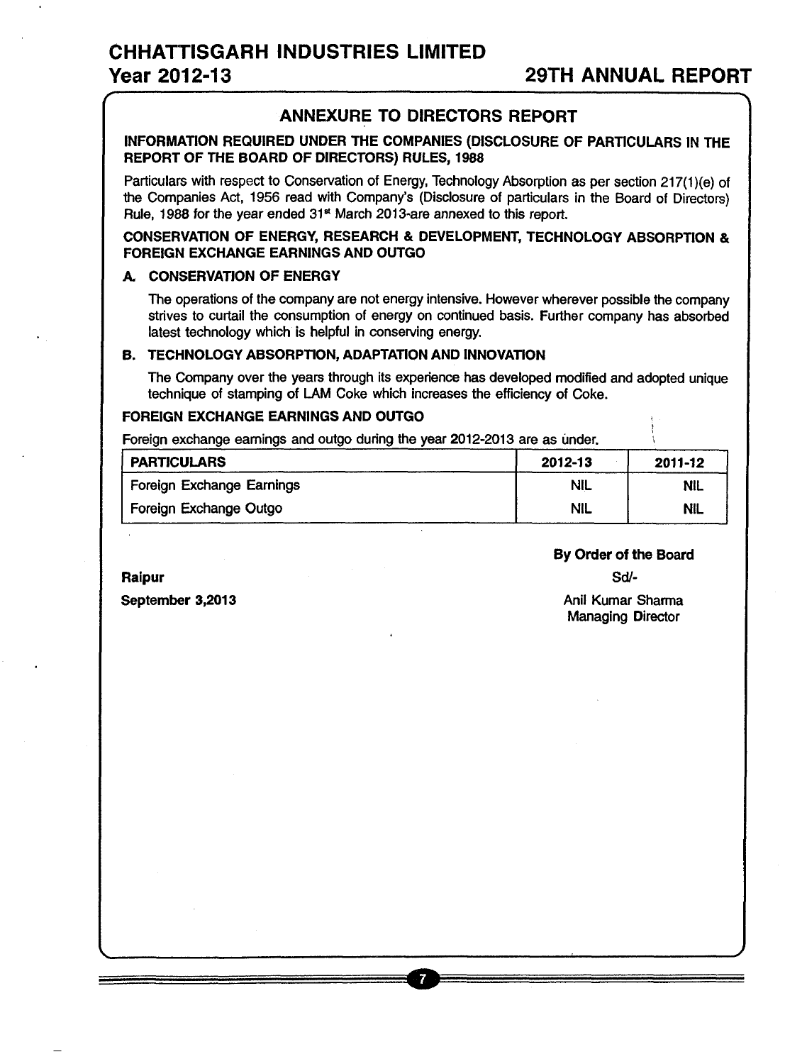# ANNEXURE TO DIRECTORS REPORT

**INFORMATION REQUIRED UNDER THE COMPANIES (DISCLOSURE OF PARTICULARS IN THE REPORT OF THE BOARD OF DIRECTORS) RULES, 1988**

Particulars with respect to Conservation of Energy, Technology Absorption as per section 217(1)(e) of the Companies Act, 1956 read with Company's (Disclosure of particulars in the Board of Directors) Rule, 1988 for the year ended 31st March 2013-are annexed to this report.

**CONSERVATION OF ENERGY, RESEARCH & DEVELOPMENT, TECHNOLOGY ABSORPTION & FOREIGN EXCHANGE EARNINGS AND OUTGO**

**A. CONSERVATION OF ENERGY**

The operations of the company are not energy intensive. However wherever possible the company strives to curtail the consumption of energy on continued basis. Further company has absorbed latest technology which is helpful in conserving energy.

**B. TECHNOLOGY ABSORPTION, ADAPTATION AND INNOVATION**

The Company over the years through its experience has developed modified and adopted unique technique of stamping of LAM Coke which increases the efficiency of Coke.

**FOREIGN EXCHANGE EARNINGS AND OUTGO**

Foreign exchange earnings and outgo during the year 2012-2013 are as under.

| PARTICULARS | 2012-13 | 2011-12 |
|---|---|---|
| Foreign Exchange Earnings | NIL | NIL |
| Foreign Exchange Outgo | NIL | NIL |

**By Order of the Board**

**Raipur**
**September 3,2013**

Sd/-
Anil Kumar Sharma
Managing Director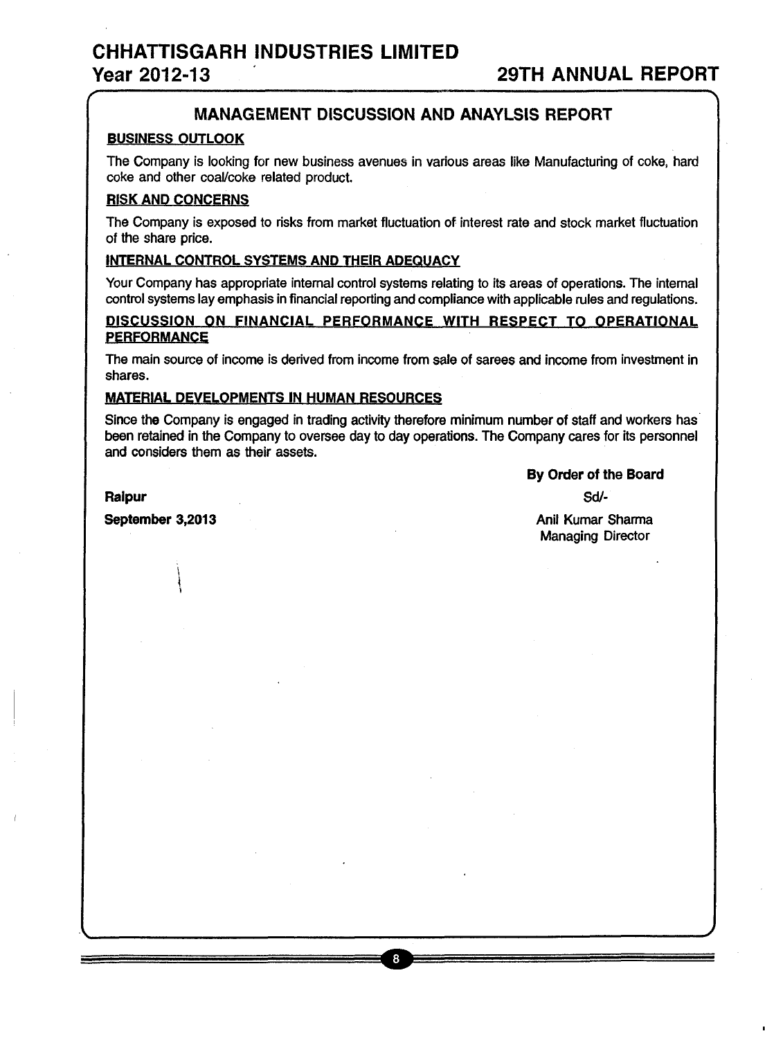## MANAGEMENT DISCUSSION AND ANAYLSIS REPORT

### BUSINESS OUTLOOK

The Company is looking for new business avenues in various areas like Manufacturing of coke, hard coke and other coal/coke related product.

### RISK AND CONCERNS

The Company is exposed to risks from market fluctuation of interest rate and stock market fluctuation of the share price.

### INTERNAL CONTROL SYSTEMS AND THEIR ADEQUACY

Your Company has appropriate internal control systems relating to its areas of operations. The internal control systems lay emphasis in financial reporting and compliance with applicable rules and regulations.

### DISCUSSION ON FINANCIAL PERFORMANCE WITH RESPECT TO OPERATIONAL PERFORMANCE

The main source of income is derived from income from sale of sarees and income from investment in shares.

### MATERIAL DEVELOPMENTS IN HUMAN RESOURCES

Since the Company is engaged in trading activity therefore minimum number of staff and workers has been retained in the Company to oversee day to day operations. The Company cares for its personnel and considers them as their assets.

**By Order of the Board**

**Raipur**

**September 3,2013**

Sd/-

Anil Kumar Sharma
Managing Director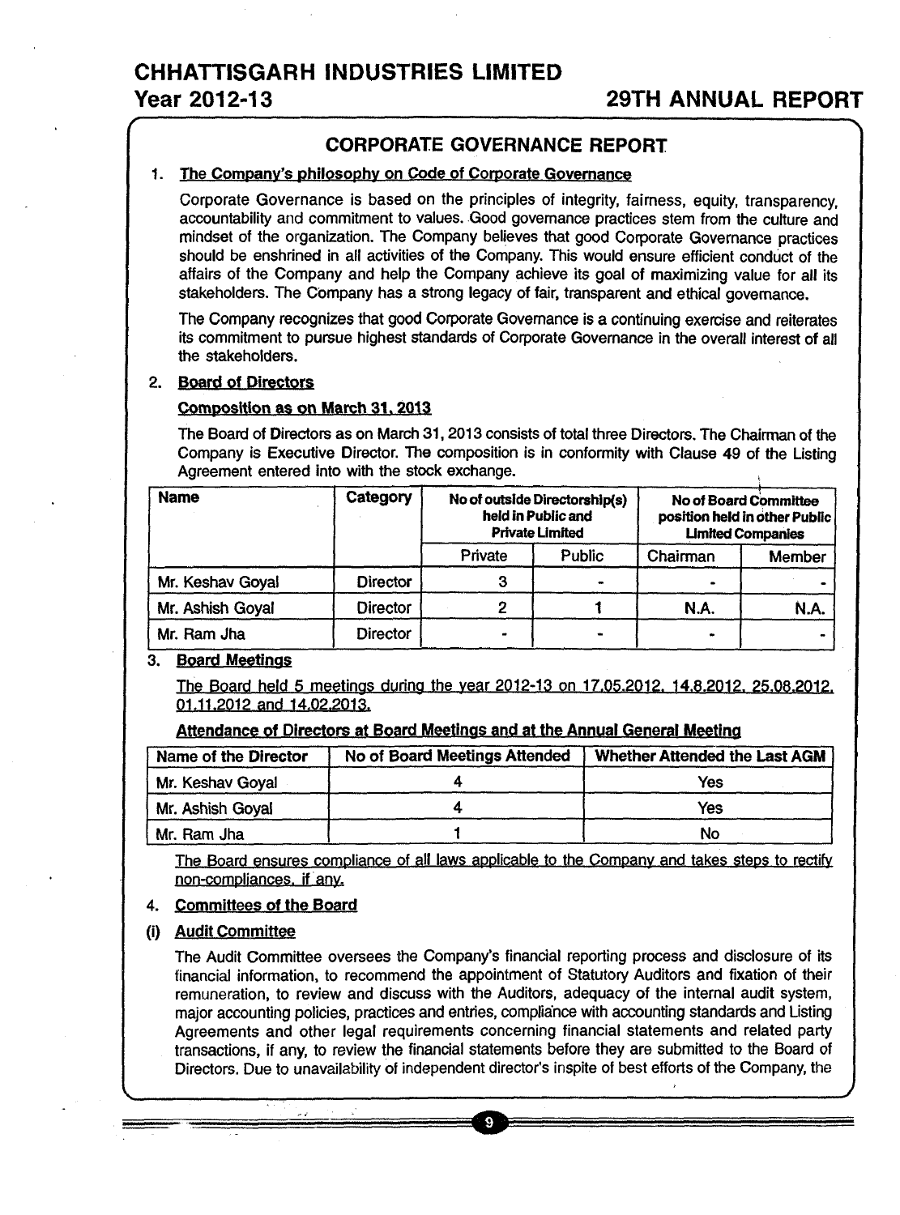# CORPORATE GOVERNANCE REPORT

## 1. The Company's philosophy on Code of Corporate Governance

Corporate Governance is based on the principles of integrity, fairness, equity, transparency, accountability and commitment to values. Good governance practices stem from the culture and mindset of the organization. The Company believes that good Corporate Governance practices should be enshrined in all activities of the Company. This would ensure efficient conduct of the affairs of the Company and help the Company achieve its goal of maximizing value for all its stakeholders. The Company has a strong legacy of fair, transparent and ethical governance.

The Company recognizes that good Corporate Governance is a continuing exercise and reiterates its commitment to pursue highest standards of Corporate Governance in the overall interest of all the stakeholders.

## 2. Board of Directors

### Composition as on March 31, 2013

The Board of Directors as on March 31, 2013 consists of total three Directors. The Chairman of the Company is Executive Director. The composition is in conformity with Clause 49 of the Listing Agreement entered into with the stock exchange.

| Name | Category | No of outside Directorship(s) held in Public and Private Limited | | No of Board Committee position held in other Public Limited Companies | |
|---|---|---|---|---|---|
| | | Private | Public | Chairman | Member |
| Mr. Keshav Goyal | Director | 3 | - | - | - |
| Mr. Ashish Goyal | Director | 2 | 1 | N.A. | N.A. |
| Mr. Ram Jha | Director | - | - | - | - |

## 3. Board Meetings

The Board held 5 meetings during the year 2012-13 on 17.05.2012, 14.8.2012, 25.08.2012, 01.11.2012 and 14.02.2013.

### Attendance of Directors at Board Meetings and at the Annual General Meeting

| Name of the Director | No of Board Meetings Attended | Whether Attended the Last AGM |
|---|---|---|
| Mr. Keshav Goyal | 4 | Yes |
| Mr. Ashish Goyal | 4 | Yes |
| Mr. Ram Jha | 1 | No |

The Board ensures compliance of all laws applicable to the Company and takes steps to rectify non-compliances, if any.

## 4. Committees of the Board

### (i) Audit Committee

The Audit Committee oversees the Company's financial reporting process and disclosure of its financial information, to recommend the appointment of Statutory Auditors and fixation of their remuneration, to review and discuss with the Auditors, adequacy of the internal audit system, major accounting policies, practices and entries, compliance with accounting standards and Listing Agreements and other legal requirements concerning financial statements and related party transactions, if any, to review the financial statements before they are submitted to the Board of Directors. Due to unavailability of independent director's inspite of best efforts of the Company, the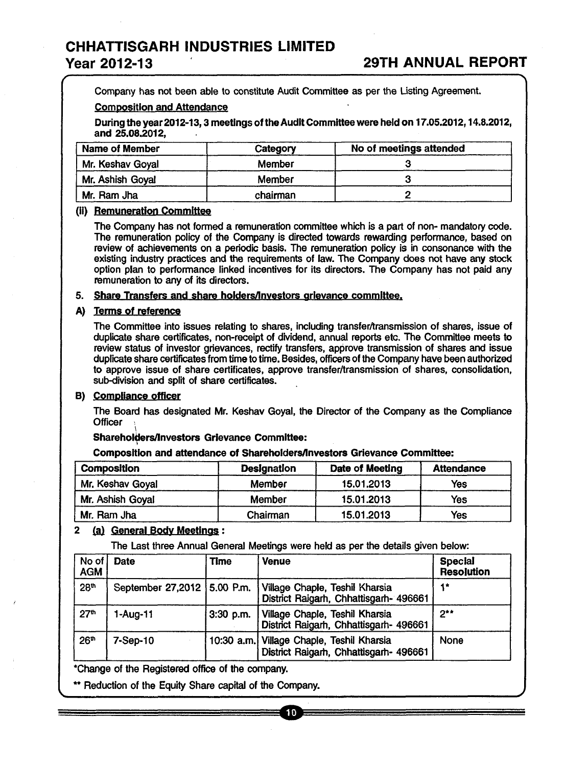Company has not been able to constitute Audit Committee as per the Listing Agreement.

Composition and Attendance

**During the year 2012-13, 3 meetings of the Audit Committee were held on 17.05.2012, 14.8.2012, and 25.08.2012,**

| Name of Member | Category | No of meetings attended |
|---|---|---|
| Mr. Keshav Goyal | Member | 3 |
| Mr. Ashish Goyal | Member | 3 |
| Mr. Ram Jha | chairman | 2 |

**(ii) Remuneration Committee**

The Company has not formed a remuneration committee which is a part of non- mandatory code. The remuneration policy of the Company is directed towards rewarding performance, based on review of achievements on a periodic basis. The remuneration policy is in consonance with the existing industry practices and the requirements of law. The Company does not have any stock option plan to performance linked incentives for its directors. The Company has not paid any remuneration to any of its directors.

**5. Share Transfers and share holders/Investors grievance committee.**

**A) Terms of reference**

The Committee into issues relating to shares, including transfer/transmission of shares, issue of duplicate share certificates, non-receipt of dividend, annual reports etc. The Committee meets to review status of investor grievances, rectify transfers, approve transmission of shares and issue duplicate share certificates from time to time. Besides, officers of the Company have been authorized to approve issue of share certificates, approve transfer/transmission of shares, consolidation, sub-division and split of share certificates.

**B) Compliance officer**

The Board has designated Mr. Keshav Goyal, the Director of the Company as the Compliance Officer

**Shareholders/Investors Grievance Committee:**

**Composition and attendance of Shareholders/Investors Grievance Committee:**

| Composition | Designation | Date of Meeting | Attendance |
|---|---|---|---|
| Mr. Keshav Goyal | Member | 15.01.2013 | Yes |
| Mr. Ashish Goyal | Member | 15.01.2013 | Yes |
| Mr. Ram Jha | Chairman | 15.01.2013 | Yes |

**2 (a) General Body Meetings :**

The Last three Annual General Meetings were held as per the details given below:

| No of AGM | Date | Time | Venue | Special Resolution |
|---|---|---|---|---|
| 28th | September 27,2012 | 5.00 P.m. | Village Chaple, Teshil Kharsia District Raigarh, Chhattisgarh- 496661 | 1* |
| 27th | 1-Aug-11 | 3:30 p.m. | Village Chaple, Teshil Kharsia District Raigarh, Chhattisgarh- 496661 | 2** |
| 26th | 7-Sep-10 | 10:30 a.m. | Village Chaple, Teshil Kharsia District Raigarh, Chhattisgarh- 496661 | None |

*Change of the Registered office of the company.

** Reduction of the Equity Share capital of the Company.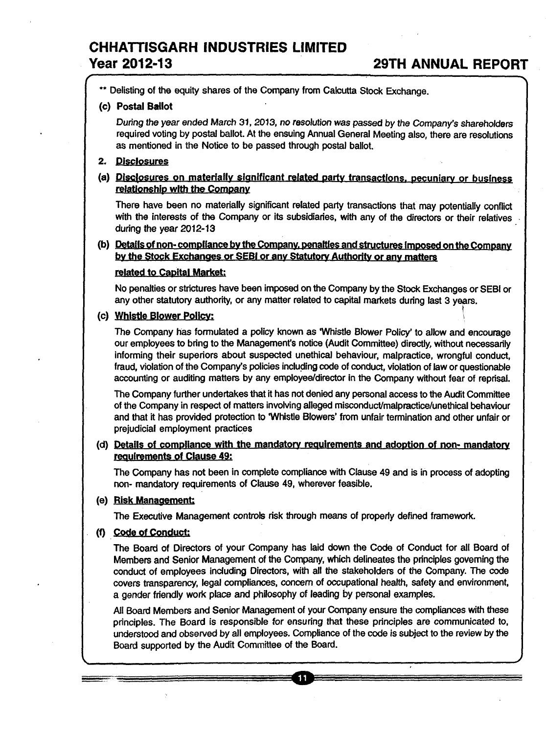** Delisting of the equity shares of the Company from Calcutta Stock Exchange.

**(c) Postal Ballot**

*During the year ended March 31, 2013, no resolution was passed by the Company's shareholders* required voting by postal ballot. At the ensuing Annual General Meeting also, there are resolutions as mentioned in the Notice to be passed through postal ballot.

## 2. Disclosures

**(a) Disclosures on materially significant related party transactions, pecuniary or business relationship with the Company**

There have been no materially significant related party transactions that may potentially conflict with the interests of the Company or its subsidiaries, with any of the directors or their relatives during the year 2012-13

**(b) Details of non- compliance by the Company, penalties and structures imposed on the Company by the Stock Exchanges or SEBI or any Statutory Authority or any matters related to Capital Market:**

No penalties or strictures have been imposed on the Company by the Stock Exchanges or SEBI or any other statutory authority, or any matter related to capital markets during last 3 years.

**(c) Whistle Blower Policy:**

The Company has formulated a policy known as 'Whistle Blower Policy' to allow and encourage our employees to bring to the Management's notice (Audit Committee) directly, without necessarily informing their superiors about suspected unethical behaviour, malpractice, wrongful conduct, fraud, violation of the Company's policies including code of conduct, violation of law or questionable accounting or auditing matters by any employee/director in the Company without fear of reprisal.

The Company further undertakes that it has not denied any personal access to the Audit Committee of the Company in respect of matters involving alleged misconduct/malpractice/unethical behaviour and that it has provided protection to 'Whistle Blowers' from unfair termination and other unfair or prejudicial employment practices

**(d) Details of compliance with the mandatory requirements and adoption of non- mandatory requirements of Clause 49:**

The Company has not been in complete compliance with Clause 49 and is in process of adopting non- mandatory requirements of Clause 49, wherever feasible.

**(e) Risk Management:**

The Executive Management controls risk through means of properly defined framework.

**(f) Code of Conduct:**

The Board of Directors of your Company has laid down the Code of Conduct for all Board of Members and Senior Management of the Company, which delineates the principles governing the conduct of employees including Directors, with all the stakeholders of the Company. The code covers transparency, legal compliances, concern of occupational health, safety and environment, a gender friendly work place and philosophy of leading by personal examples.

All Board Members and Senior Management of your Company ensure the compliances with these principles. The Board is responsible for ensuring that these principles are communicated to, understood and observed by all employees. Compliance of the code is subject to the review by the Board supported by the Audit Committee of the Board.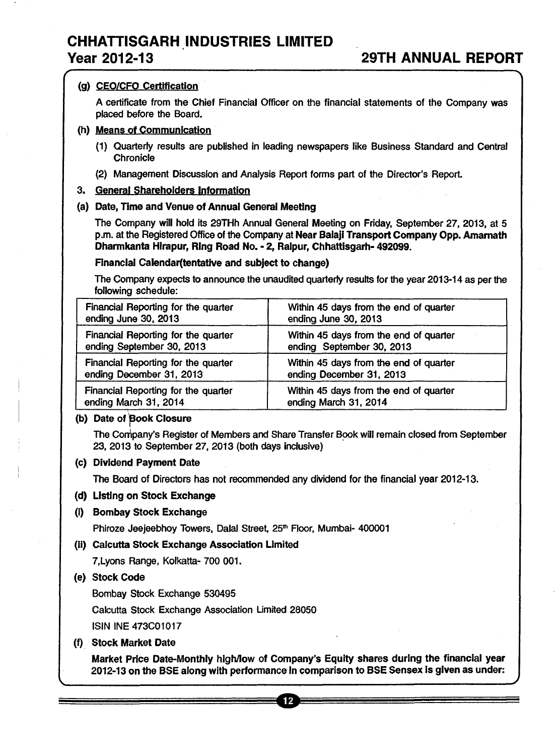**(g) CEO/CFO Certification**

A certificate from the Chief Financial Officer on the financial statements of the Company was placed before the Board.

**(h) Means of Communication**

(1) Quarterly results are published in leading newspapers like Business Standard and Central Chronicle

(2) Management Discussion and Analysis Report forms part of the Director's Report.

## 3. General Shareholders Information

**(a) Date, Time and Venue of Annual General Meeting**

The Company will hold its 29THh Annual General Meeting on Friday, September 27, 2013, at 5 p.m. at the Registered Office of the Company at **Near Balaji Transport Company Opp. Amarnath Dharmkanta Hirapur, Ring Road No. - 2, Raipur, Chhattisgarh- 492099.**

**Financial Calendar(tentative and subject to change)**

The Company expects to announce the unaudited quarterly results for the year 2013-14 as per the following schedule:

| | |
|---|---|
| Financial Reporting for the quarter ending June 30, 2013 | Within 45 days from the end of quarter ending June 30, 2013 |
| Financial Reporting for the quarter ending September 30, 2013 | Within 45 days from the end of quarter ending September 30, 2013 |
| Financial Reporting for the quarter ending December 31, 2013 | Within 45 days from the end of quarter ending December 31, 2013 |
| Financial Reporting for the quarter ending March 31, 2014 | Within 45 days from the end of quarter ending March 31, 2014 |

**(b) Date of Book Closure**

The Company's Register of Members and Share Transfer Book will remain closed from September 23, 2013 to September 27, 2013 (both days inclusive)

**(c) Dividend Payment Date**

The Board of Directors has not recommended any dividend for the financial year 2012-13.

**(d) Listing on Stock Exchange**

**(i) Bombay Stock Exchange**

Phiroze Jeejeebhoy Towers, Dalal Street, 25th Floor, Mumbai- 400001

**(ii) Calcutta Stock Exchange Association Limited**

7,Lyons Range, Kolkatta- 700 001.

**(e) Stock Code**

Bombay Stock Exchange 530495

Calcutta Stock Exchange Association Limited 28050

ISIN INE 473C01017

**(f) Stock Market Date**

**Market Price Date-Monthly high/low of Company's Equity shares during the financial year 2012-13 on the BSE along with performance in comparison to BSE Sensex is given as under:**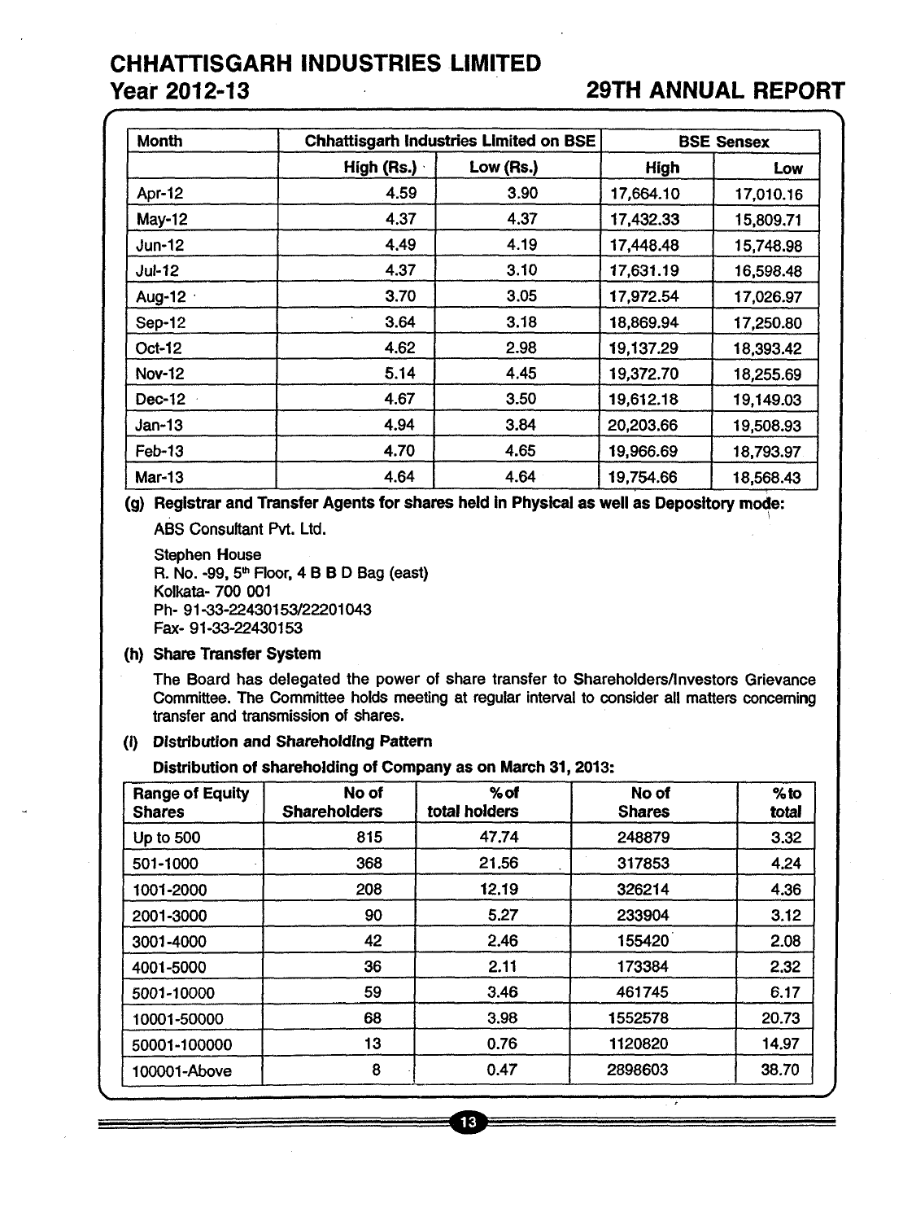| Month | Chhattisgarh Industries Limited on BSE | | BSE Sensex | |
|---|---|---|---|---|
| | High (Rs.) | Low (Rs.) | High | Low |
| Apr-12 | 4.59 | 3.90 | 17,664.10 | 17,010.16 |
| May-12 | 4.37 | 4.37 | 17,432.33 | 15,809.71 |
| Jun-12 | 4.49 | 4.19 | 17,448.48 | 15,748.98 |
| Jul-12 | 4.37 | 3.10 | 17,631.19 | 16,598.48 |
| Aug-12 | 3.70 | 3.05 | 17,972.54 | 17,026.97 |
| Sep-12 | 3.64 | 3.18 | 18,869.94 | 17,250.80 |
| Oct-12 | 4.62 | 2.98 | 19,137.29 | 18,393.42 |
| Nov-12 | 5.14 | 4.45 | 19,372.70 | 18,255.69 |
| Dec-12 | 4.67 | 3.50 | 19,612.18 | 19,149.03 |
| Jan-13 | 4.94 | 3.84 | 20,203.66 | 19,508.93 |
| Feb-13 | 4.70 | 4.65 | 19,966.69 | 18,793.97 |
| Mar-13 | 4.64 | 4.64 | 19,754.66 | 18,568.43 |

**(g) Registrar and Transfer Agents for shares held in Physical as well as Depository mode:**

ABS Consultant Pvt. Ltd.

Stephen House
R. No. -99, 5th Floor, 4 B B D Bag (east)
Kolkata- 700 001
Ph- 91-33-22430153/22201043
Fax- 91-33-22430153

**(h) Share Transfer System**

The Board has delegated the power of share transfer to Shareholders/Investors Grievance Committee. The Committee holds meeting at regular interval to consider all matters concerning transfer and transmission of shares.

**(i) Distribution and Shareholding Pattern**

**Distribution of shareholding of Company as on March 31, 2013:**

| Range of Equity Shares | No of Shareholders | % of total holders | No of Shares | % to total |
|---|---|---|---|---|
| Up to 500 | 815 | 47.74 | 248879 | 3.32 |
| 501-1000 | 368 | 21.56 | 317853 | 4.24 |
| 1001-2000 | 208 | 12.19 | 326214 | 4.36 |
| 2001-3000 | 90 | 5.27 | 233904 | 3.12 |
| 3001-4000 | 42 | 2.46 | 155420 | 2.08 |
| 4001-5000 | 36 | 2.11 | 173384 | 2.32 |
| 5001-10000 | 59 | 3.46 | 461745 | 6.17 |
| 10001-50000 | 68 | 3.98 | 1552578 | 20.73 |
| 50001-100000 | 13 | 0.76 | 1120820 | 14.97 |
| 100001-Above | 8 | 0.47 | 2898603 | 38.70 |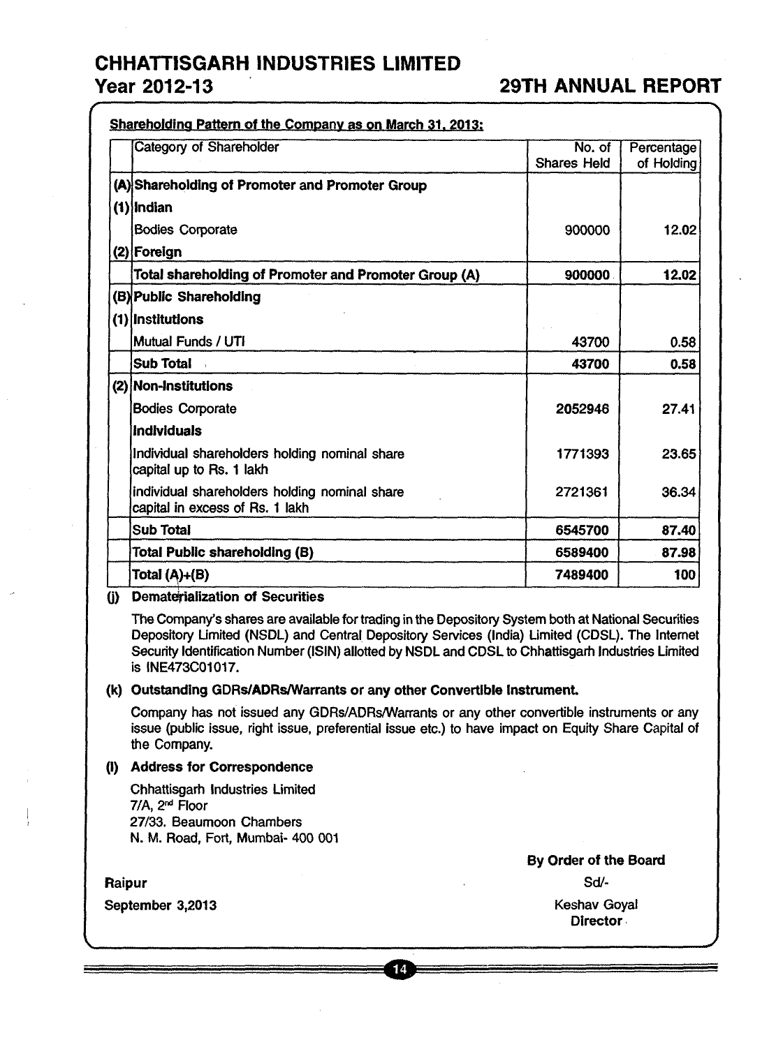**Shareholding Pattern of the Company as on March 31, 2013:**

| | Category of Shareholder | No. of Shares Held | Percentage of Holding |
|---|---|---|---|
| **(A)** | **Shareholding of Promoter and Promoter Group** | | |
| **(1)** | **Indian** | | |
| | Bodies Corporate | 900000 | 12.02 |
| **(2)** | **Foreign** | | |
| | **Total shareholding of Promoter and Promoter Group (A)** | **900000** | **12.02** |
| **(B)** | **Public Shareholding** | | |
| **(1)** | **Institutions** | | |
| | Mutual Funds / UTI | 43700 | 0.58 |
| | **Sub Total** | **43700** | **0.58** |
| **(2)** | **Non-Institutions** | | |
| | Bodies Corporate | 2052946 | 27.41 |
| | **Individuals** | | |
| | Individual shareholders holding nominal share capital up to Rs. 1 lakh | 1771393 | 23.65 |
| | individual shareholders holding nominal share capital in excess of Rs. 1 lakh | 2721361 | 36.34 |
| | **Sub Total** | **6545700** | **87.40** |
| | **Total Public shareholding (B)** | **6589400** | **87.98** |
| | **Total (A)+(B)** | **7489400** | **100** |

**(j) Dematerialization of Securities**

The Company's shares are available for trading in the Depository System both at National Securities Depository Limited (NSDL) and Central Depository Services (India) Limited (CDSL). The Internet Security Identification Number (ISIN) allotted by NSDL and CDSL to Chhattisgarh Industries Limited is INE473C01017.

**(k) Outstanding GDRs/ADRs/Warrants or any other Convertible Instrument.**

Company has not issued any GDRs/ADRs/Warrants or any other convertible instruments or any issue (public issue, right issue, preferential issue etc.) to have impact on Equity Share Capital of the Company.

**(l) Address for Correspondence**

Chhattisgarh Industries Limited
7/A, 2nd Floor
27/33. Beaumoon Chambers
N. M. Road, Fort, Mumbai- 400 001

**By Order of the Board**

Sd/-

Keshav Goyal
**Director**

**Raipur**

**September 3,2013**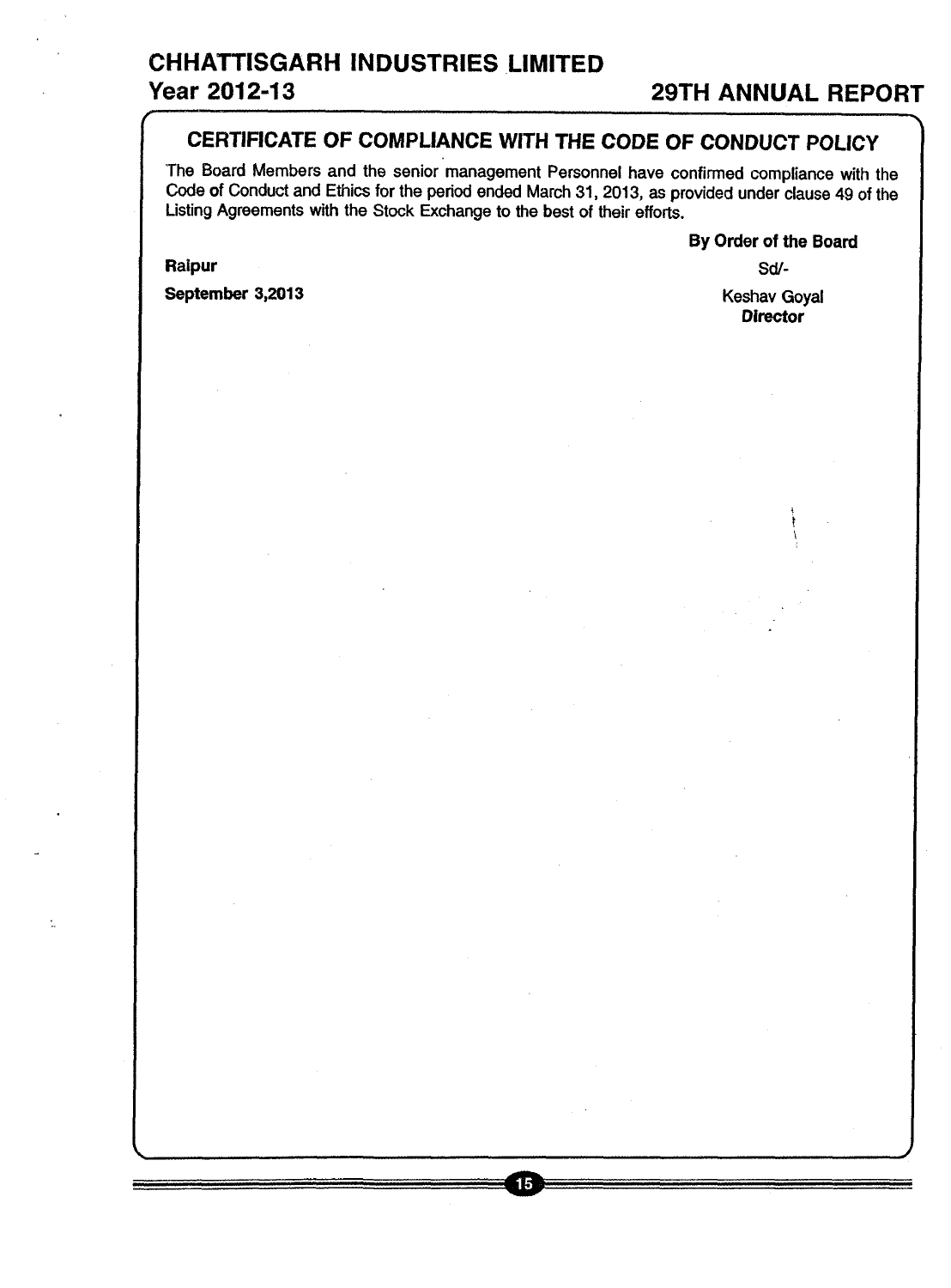## CERTIFICATE OF COMPLIANCE WITH THE CODE OF CONDUCT POLICY

The Board Members and the senior management Personnel have confirmed compliance with the Code of Conduct and Ethics for the period ended March 31, 2013, as provided under clause 49 of the Listing Agreements with the Stock Exchange to the best of their efforts.

**By Order of the Board**

Sd/-

Keshav Goyal
**Director**

**Raipur**

**September 3,2013**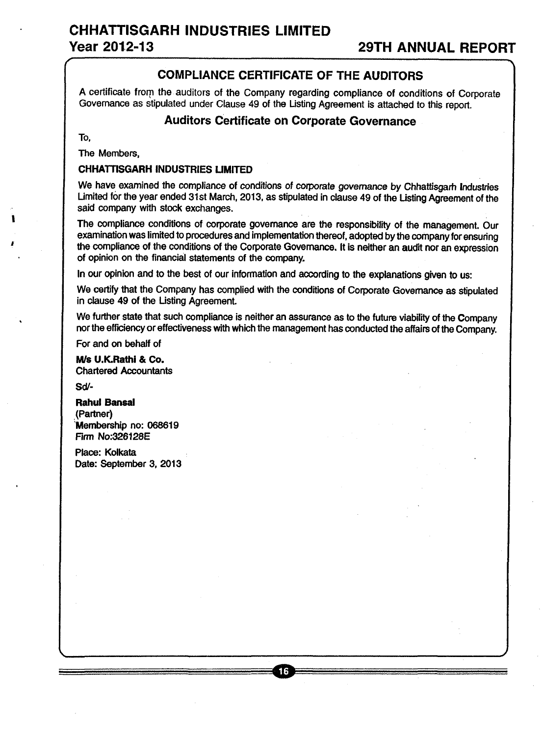## COMPLIANCE CERTIFICATE OF THE AUDITORS

A certificate from the auditors of the Company regarding compliance of conditions of Corporate Governance as stipulated under Clause 49 of the Listing Agreement is attached to this report.

### Auditors Certificate on Corporate Governance

To,

The Members,

**CHHATTISGARH INDUSTRIES LIMITED**

We have examined the compliance of conditions of corporate governance by Chhattisgarh Industries Limited for the year ended 31st March, 2013, as stipulated in clause 49 of the Listing Agreement of the said company with stock exchanges.

The compliance conditions of corporate governance are the responsibility of the management. Our examination was limited to procedures and implementation thereof, adopted by the company for ensuring the compliance of the conditions of the Corporate Governance. It is neither an audit nor an expression of opinion on the financial statements of the company.

In our opinion and to the best of our information and according to the explanations given to us:

We certify that the Company has complied with the conditions of Corporate Governance as stipulated in clause 49 of the Listing Agreement.

We further state that such compliance is neither an assurance as to the future viability of the Company nor the efficiency or effectiveness with which the management has conducted the affairs of the Company.

For and on behalf of

**M/s U.K.Rathi & Co.**
Chartered Accountants

Sd/-

**Rahul Bansal**
(Partner)
Membership no: 068619
Firm No:326128E

Place: Kolkata
Date: September 3, 2013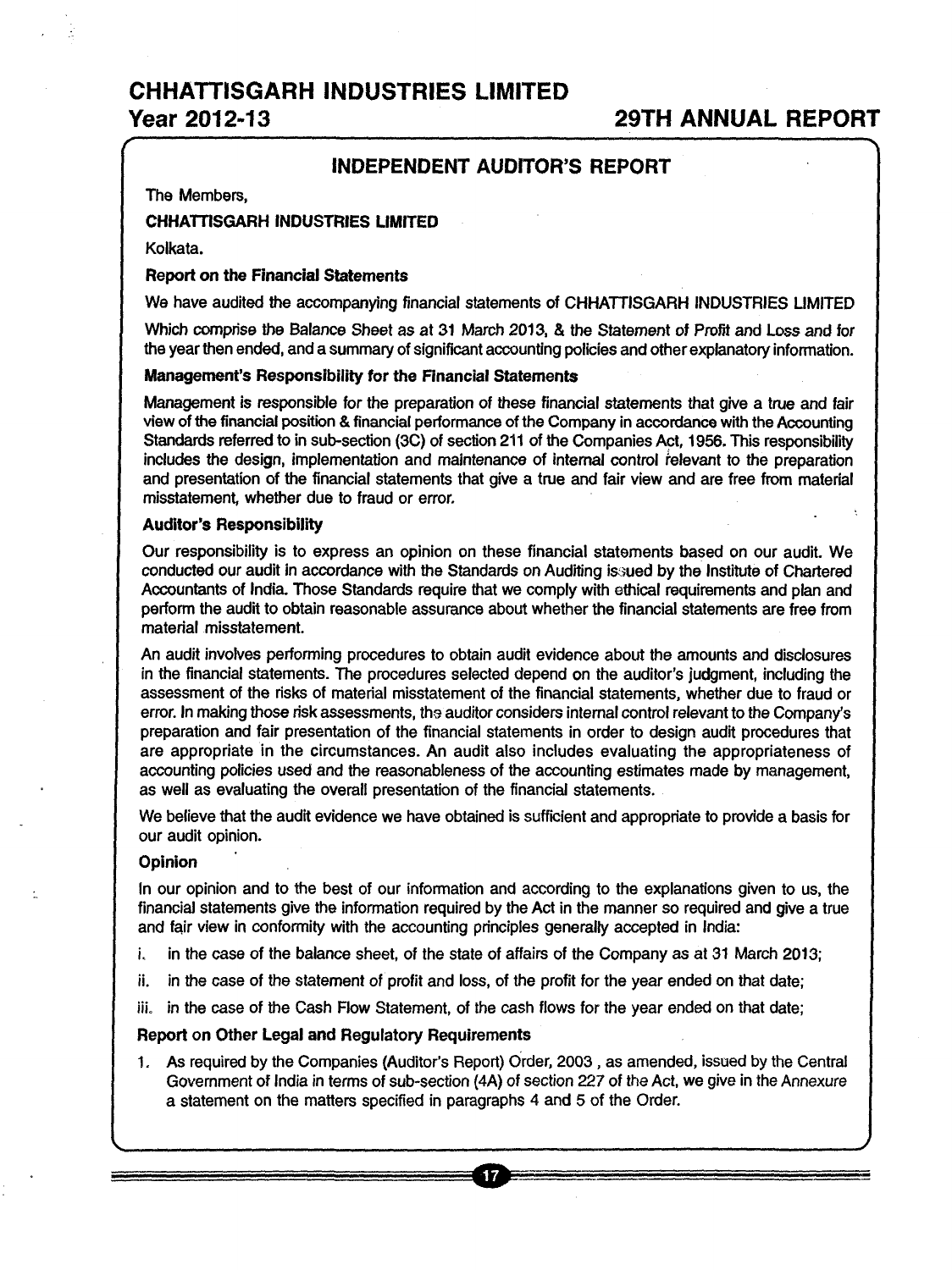# INDEPENDENT AUDITOR'S REPORT

The Members,

**CHHATTISGARH INDUSTRIES LIMITED**

Kolkata.

**Report on the Financial Statements**

We have audited the accompanying financial statements of CHHATTISGARH INDUSTRIES LIMITED

Which comprise the Balance Sheet as at 31 March 2013, & the Statement of Profit and Loss and for the year then ended, and a summary of significant accounting policies and other explanatory information.

**Management's Responsibility for the Financial Statements**

Management is responsible for the preparation of these financial statements that give a true and fair view of the financial position & financial performance of the Company in accordance with the Accounting Standards referred to in sub-section (3C) of section 211 of the Companies Act, 1956. This responsibility includes the design, implementation and maintenance of internal control relevant to the preparation and presentation of the financial statements that give a true and fair view and are free from material misstatement, whether due to fraud or error.

**Auditor's Responsibility**

Our responsibility is to express an opinion on these financial statements based on our audit. We conducted our audit in accordance with the Standards on Auditing issued by the Institute of Chartered Accountants of India. Those Standards require that we comply with ethical requirements and plan and perform the audit to obtain reasonable assurance about whether the financial statements are free from material misstatement.

An audit involves performing procedures to obtain audit evidence about the amounts and disclosures in the financial statements. The procedures selected depend on the auditor's judgment, including the assessment of the risks of material misstatement of the financial statements, whether due to fraud or error. In making those risk assessments, the auditor considers internal control relevant to the Company's preparation and fair presentation of the financial statements in order to design audit procedures that are appropriate in the circumstances. An audit also includes evaluating the appropriateness of accounting policies used and the reasonableness of the accounting estimates made by management, as well as evaluating the overall presentation of the financial statements.

We believe that the audit evidence we have obtained is sufficient and appropriate to provide a basis for our audit opinion.

**Opinion**

In our opinion and to the best of our information and according to the explanations given to us, the financial statements give the information required by the Act in the manner so required and give a true and fair view in conformity with the accounting principles generally accepted in India:

i. in the case of the balance sheet, of the state of affairs of the Company as at 31 March 2013;

ii. in the case of the statement of profit and loss, of the profit for the year ended on that date;

iii. in the case of the Cash Flow Statement, of the cash flows for the year ended on that date;

**Report on Other Legal and Regulatory Requirements**

1. As required by the Companies (Auditor's Report) Order, 2003 , as amended, issued by the Central Government of India in terms of sub-section (4A) of section 227 of the Act, we give in the Annexure a statement on the matters specified in paragraphs 4 and 5 of the Order.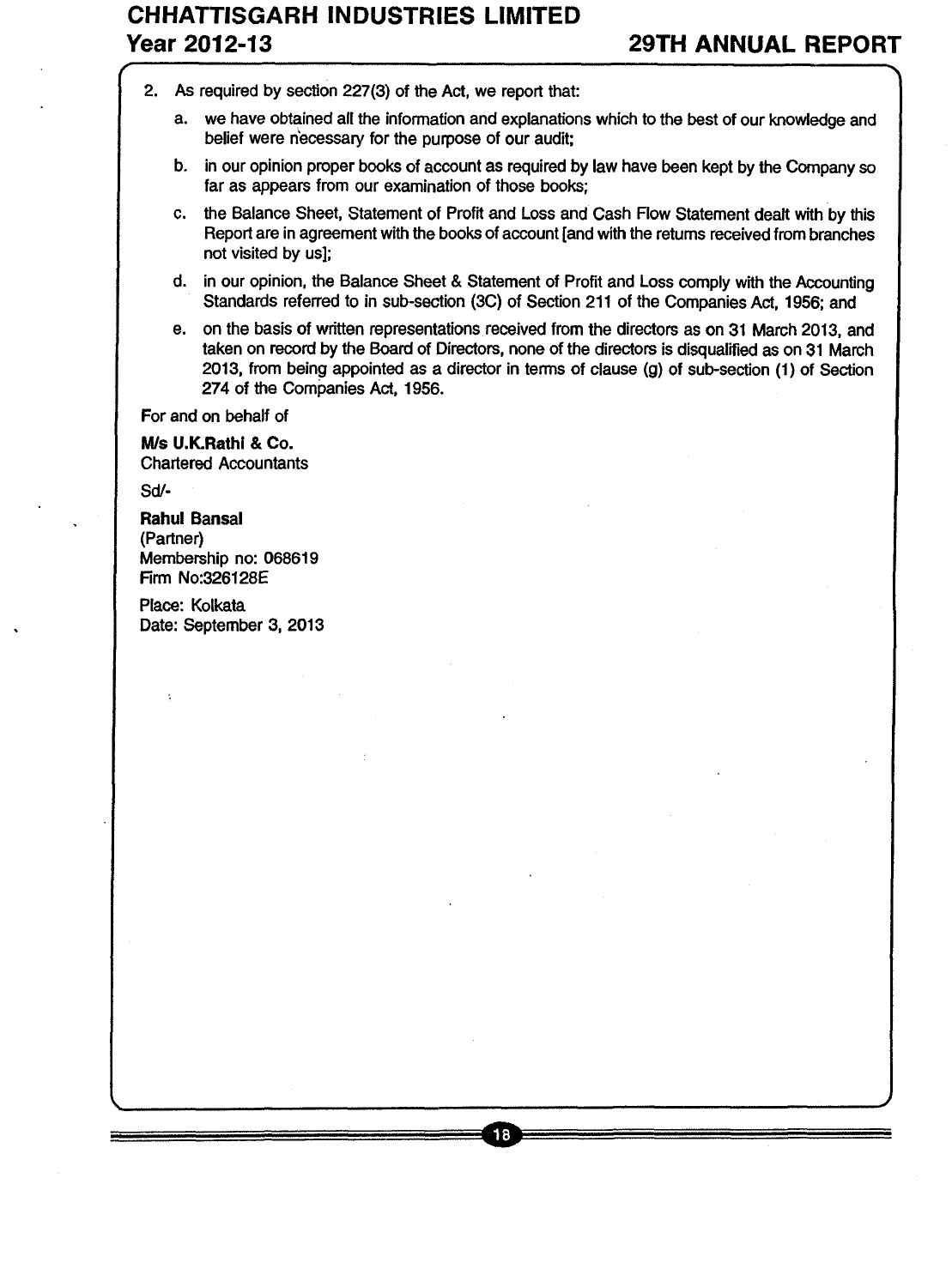2. As required by section 227(3) of the Act, we report that:

   a. we have obtained all the information and explanations which to the best of our knowledge and belief were necessary for the purpose of our audit;

   b. in our opinion proper books of account as required by law have been kept by the Company so far as appears from our examination of those books;

   c. the Balance Sheet, Statement of Profit and Loss and Cash Flow Statement dealt with by this Report are in agreement with the books of account [and with the returns received from branches not visited by us];

   d. in our opinion, the Balance Sheet & Statement of Profit and Loss comply with the Accounting Standards referred to in sub-section (3C) of Section 211 of the Companies Act, 1956; and

   e. on the basis of written representations received from the directors as on 31 March 2013, and taken on record by the Board of Directors, none of the directors is disqualified as on 31 March 2013, from being appointed as a director in terms of clause (g) of sub-section (1) of Section 274 of the Companies Act, 1956.

For and on behalf of

**M/s U.K.Rathi & Co.**
Chartered Accountants

Sd/-

**Rahul Bansal**
(Partner)
Membership no: 068619
Firm No:326128E

Place: Kolkata
Date: September 3, 2013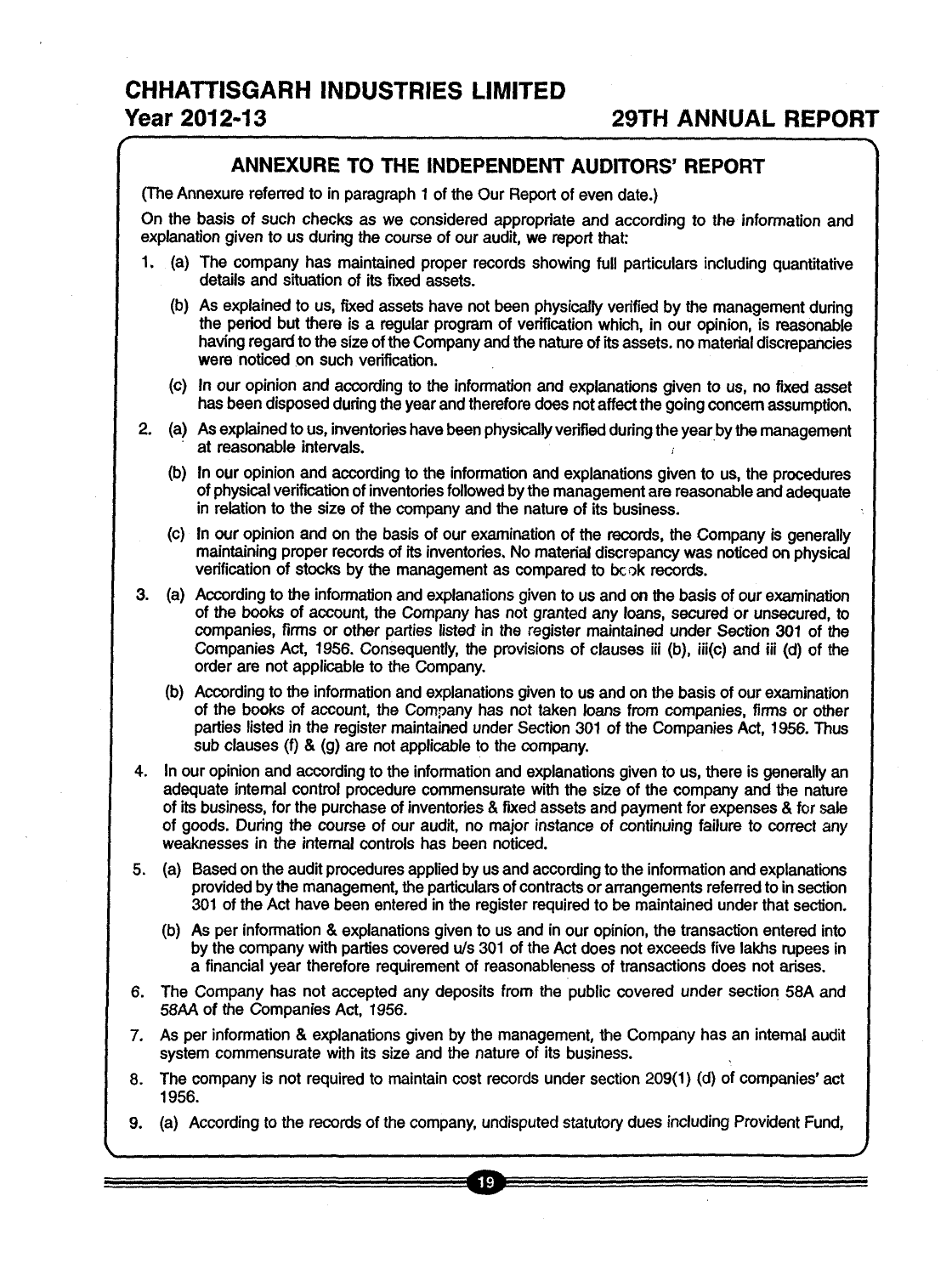## ANNEXURE TO THE INDEPENDENT AUDITORS' REPORT

(The Annexure referred to in paragraph 1 of the Our Report of even date.)

On the basis of such checks as we considered appropriate and according to the information and explanation given to us during the course of our audit, we report that:

1. (a) The company has maintained proper records showing full particulars including quantitative details and situation of its fixed assets.

   (b) As explained to us, fixed assets have not been physically verified by the management during the period but there is a regular program of verification which, in our opinion, is reasonable having regard to the size of the Company and the nature of its assets. no material discrepancies were noticed on such verification.

   (c) In our opinion and according to the information and explanations given to us, no fixed asset has been disposed during the year and therefore does not affect the going concern assumption.

2. (a) As explained to us, inventories have been physically verified during the year by the management at reasonable intervals.

   (b) In our opinion and according to the information and explanations given to us, the procedures of physical verification of inventories followed by the management are reasonable and adequate in relation to the size of the company and the nature of its business.

   (c) In our opinion and on the basis of our examination of the records, the Company is generally maintaining proper records of its inventories. No material discrepancy was noticed on physical verification of stocks by the management as compared to book records.

3. (a) According to the information and explanations given to us and on the basis of our examination of the books of account, the Company has not granted any loans, secured or unsecured, to companies, firms or other parties listed in the register maintained under Section 301 of the Companies Act, 1956. Consequently, the provisions of clauses iii (b), iii(c) and iii (d) of the order are not applicable to the Company.

   (b) According to the information and explanations given to us and on the basis of our examination of the books of account, the Company has not taken loans from companies, firms or other parties listed in the register maintained under Section 301 of the Companies Act, 1956. Thus sub clauses (f) & (g) are not applicable to the company.

4. In our opinion and according to the information and explanations given to us, there is generally an adequate internal control procedure commensurate with the size of the company and the nature of its business, for the purchase of inventories & fixed assets and payment for expenses & for sale of goods. During the course of our audit, no major instance of continuing failure to correct any weaknesses in the internal controls has been noticed.

5. (a) Based on the audit procedures applied by us and according to the information and explanations provided by the management, the particulars of contracts or arrangements referred to in section 301 of the Act have been entered in the register required to be maintained under that section.

   (b) As per information & explanations given to us and in our opinion, the transaction entered into by the company with parties covered u/s 301 of the Act does not exceeds five lakhs rupees in a financial year therefore requirement of reasonableness of transactions does not arises.

6. The Company has not accepted any deposits from the public covered under section 58A and 58AA of the Companies Act, 1956.

7. As per information & explanations given by the management, the Company has an internal audit system commensurate with its size and the nature of its business.

8. The company is not required to maintain cost records under section 209(1) (d) of companies' act 1956.

9. (a) According to the records of the company, undisputed statutory dues including Provident Fund,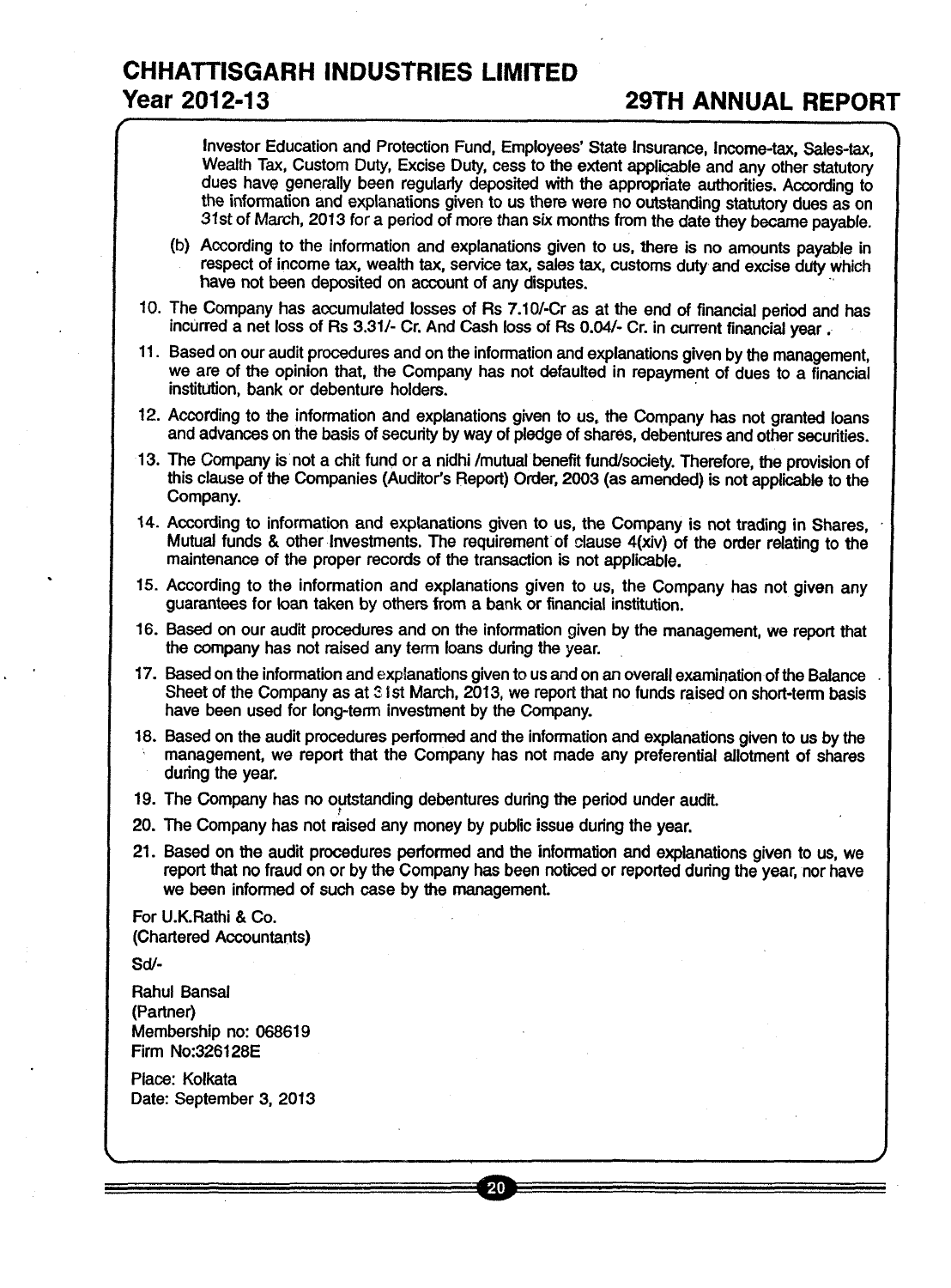Investor Education and Protection Fund, Employees' State Insurance, Income-tax, Sales-tax, Wealth Tax, Custom Duty, Excise Duty, cess to the extent applicable and any other statutory dues have generally been regularly deposited with the appropriate authorities. According to the information and explanations given to us there were no outstanding statutory dues as on 31st of March, 2013 for a period of more than six months from the date they became payable.

(b) According to the information and explanations given to us, there is no amounts payable in respect of income tax, wealth tax, service tax, sales tax, customs duty and excise duty which have not been deposited on account of any disputes.

10. The Company has accumulated losses of Rs 7.10/-Cr as at the end of financial period and has incurred a net loss of Rs 3.31/- Cr. And Cash loss of Rs 0.04/- Cr. in current financial year .

11. Based on our audit procedures and on the information and explanations given by the management, we are of the opinion that, the Company has not defaulted in repayment of dues to a financial institution, bank or debenture holders.

12. According to the information and explanations given to us, the Company has not granted loans and advances on the basis of security by way of pledge of shares, debentures and other securities.

13. The Company is not a chit fund or a nidhi /mutual benefit fund/society. Therefore, the provision of this clause of the Companies (Auditor's Report) Order, 2003 (as amended) is not applicable to the Company.

14. According to information and explanations given to us, the Company is not trading in Shares, Mutual funds & other Investments. The requirement of clause 4(xiv) of the order relating to the maintenance of the proper records of the transaction is not applicable.

15. According to the information and explanations given to us, the Company has not given any guarantees for loan taken by others from a bank or financial institution.

16. Based on our audit procedures and on the information given by the management, we report that the company has not raised any term loans during the year.

17. Based on the information and explanations given to us and on an overall examination of the Balance Sheet of the Company as at 31st March, 2013, we report that no funds raised on short-term basis have been used for long-term investment by the Company.

18. Based on the audit procedures performed and the information and explanations given to us by the management, we report that the Company has not made any preferential allotment of shares during the year.

19. The Company has no outstanding debentures during the period under audit.

20. The Company has not raised any money by public issue during the year.

21. Based on the audit procedures performed and the information and explanations given to us, we report that no fraud on or by the Company has been noticed or reported during the year, nor have we been informed of such case by the management.

For U.K.Rathi & Co.
(Chartered Accountants)

Sd/-

Rahul Bansal
(Partner)
Membership no: 068619
Firm No:326128E

Place: Kolkata
Date: September 3, 2013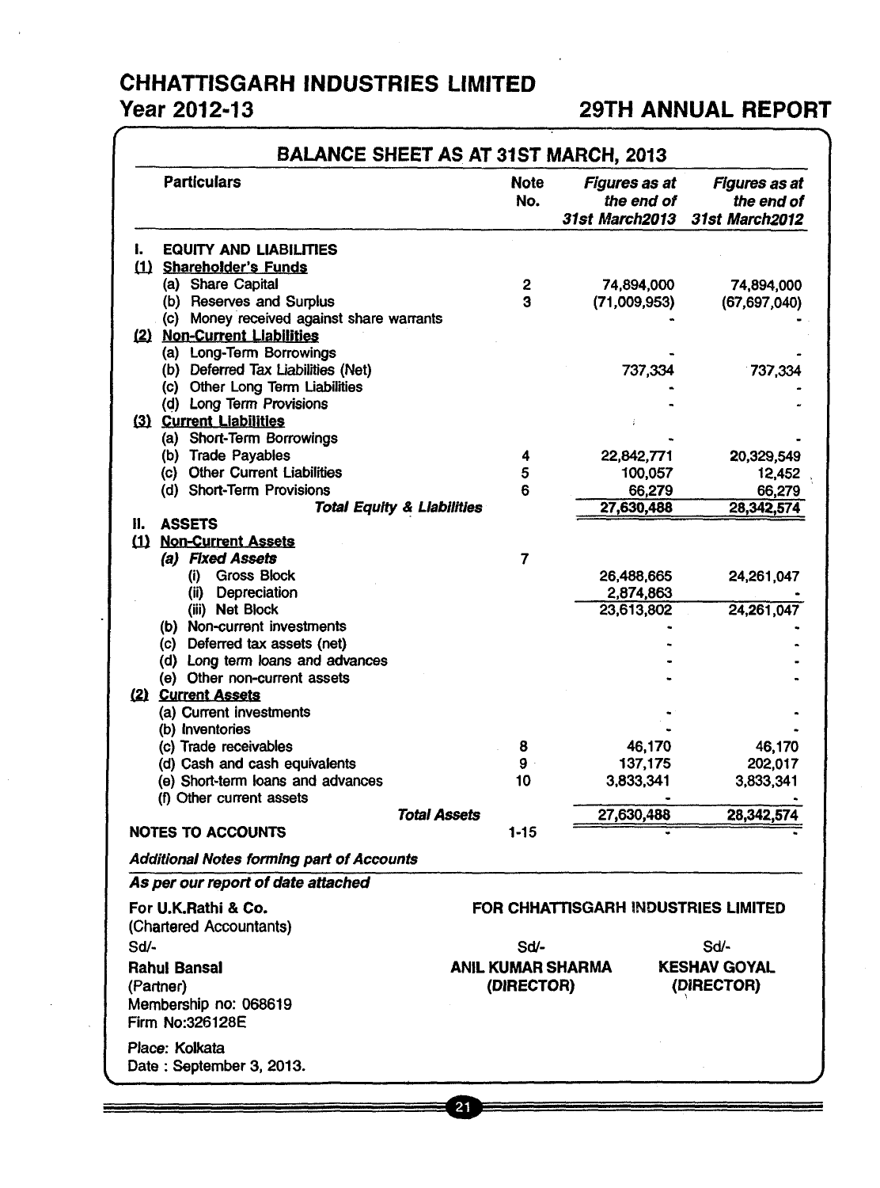# CHHATTISGARH INDUSTRIES LIMITED

**Year 2012-13** **29TH ANNUAL REPORT**

## BALANCE SHEET AS AT 31ST MARCH, 2013

| Particulars | Note No. | *Figures as at the end of 31st March2013* | *Figures as at the end of 31st March2012* |
|---|---|---|---|
| **I. EQUITY AND LIABILITIES** | | | |
| **(1) Shareholder's Funds** | | | |
| (a) Share Capital | 2 | 74,894,000 | 74,894,000 |
| (b) Reserves and Surplus | 3 | (71,009,953) | (67,697,040) |
| (c) Money received against share warrants | | - | - |
| **(2) Non-Current Liabilities** | | | |
| (a) Long-Term Borrowings | | - | - |
| (b) Deferred Tax Liabilities (Net) | | 737,334 | 737,334 |
| (c) Other Long Term Liabilities | | - | - |
| (d) Long Term Provisions | | - | - |
| **(3) Current Liabilities** | | | |
| (a) Short-Term Borrowings | | - | - |
| (b) Trade Payables | 4 | 22,842,771 | 20,329,549 |
| (c) Other Current Liabilities | 5 | 100,057 | 12,452 |
| (d) Short-Term Provisions | 6 | 66,279 | 66,279 |
| ***Total Equity & Liabilities*** | | 27,630,488 | 28,342,574 |
| **II. ASSETS** | | | |
| **(1) Non-Current Assets** | | | |
| ***(a) Fixed Assets*** | 7 | | |
| (i) Gross Block | | 26,488,665 | 24,261,047 |
| (ii) Depreciation | | 2,874,863 | - |
| (iii) Net Block | | 23,613,802 | 24,261,047 |
| (b) Non-current investments | | - | - |
| (c) Deferred tax assets (net) | | - | - |
| (d) Long term loans and advances | | - | - |
| (e) Other non-current assets | | - | - |
| **(2) Current Assets** | | | |
| (a) Current investments | | - | - |
| (b) Inventories | | - | - |
| (c) Trade receivables | 8 | 46,170 | 46,170 |
| (d) Cash and cash equivalents | 9 | 137,175 | 202,017 |
| (e) Short-term loans and advances | 10 | 3,833,341 | 3,833,341 |
| (f) Other current assets | | - | - |
| ***Total Assets*** | | 27,630,488 | 28,342,574 |
| **NOTES TO ACCOUNTS** | 1-15 | - | - |

***Additional Notes forming part of Accounts***

***As per our report of date attached***

**For U.K.Rathi & Co.**
(Chartered Accountants)
Sd/-
**Rahul Bansal**
(Partner)
Membership no: 068619
Firm No:326128E

Place: Kolkata
Date : September 3, 2013.

**FOR CHHATTISGARH INDUSTRIES LIMITED**

Sd/-
**ANIL KUMAR SHARMA**
**(DIRECTOR)**

Sd/-
**KESHAV GOYAL**
**(DIRECTOR)**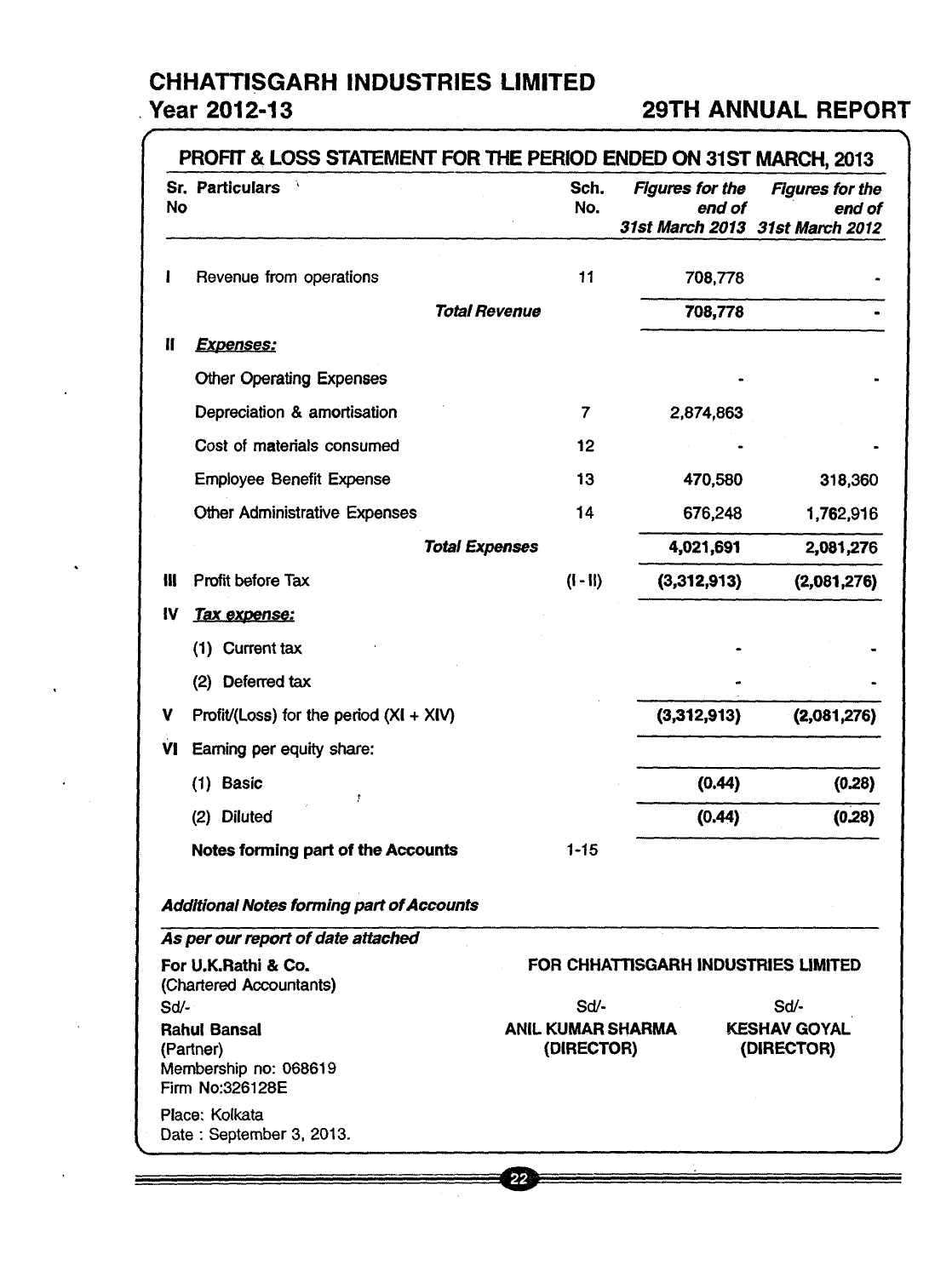# CHHATTISGARH INDUSTRIES LIMITED

**Year 2012-13** **29TH ANNUAL REPORT**

## PROFIT & LOSS STATEMENT FOR THE PERIOD ENDED ON 31ST MARCH, 2013

| Sr. No | Particulars | Sch. No. | *Figures for the end of 31st March 2013* | *Figures for the end of 31st March 2012* |
|---|---|---|---|---|
| I | Revenue from operations | 11 | 708,778 | - |
| | ***Total Revenue*** | | **708,778** | **-** |
| II | ***Expenses:*** | | | |
| | Other Operating Expenses | | - | - |
| | Depreciation & amortisation | 7 | 2,874,863 | |
| | Cost of materials consumed | 12 | - | - |
| | Employee Benefit Expense | 13 | 470,580 | 318,360 |
| | Other Administrative Expenses | 14 | 676,248 | 1,762,916 |
| | ***Total Expenses*** | | **4,021,691** | **2,081,276** |
| III | Profit before Tax | (I - II) | **(3,312,913)** | **(2,081,276)** |
| IV | ***Tax expense:*** | | | |
| | (1) Current tax | | - | - |
| | (2) Deferred tax | | - | - |
| V | Profit/(Loss) for the period (XI + XIV) | | **(3,312,913)** | **(2,081,276)** |
| VI | Earning per equity share: | | | |
| | (1) Basic | | **(0.44)** | **(0.28)** |
| | (2) Diluted | | **(0.44)** | **(0.28)** |
| | **Notes forming part of the Accounts** | 1-15 | | |

***Additional Notes forming part of Accounts***

***As per our report of date attached***

**For U.K.Rathi & Co.**
(Chartered Accountants)
Sd/-
**Rahul Bansal**
(Partner)
Membership no: 068619
Firm No:326128E

Place: Kolkata
Date : September 3, 2013.

**FOR CHHATTISGARH INDUSTRIES LIMITED**

| Sd/- | Sd/- |
|---|---|
| **ANIL KUMAR SHARMA** | **KESHAV GOYAL** |
| **(DIRECTOR)** | **(DIRECTOR)** |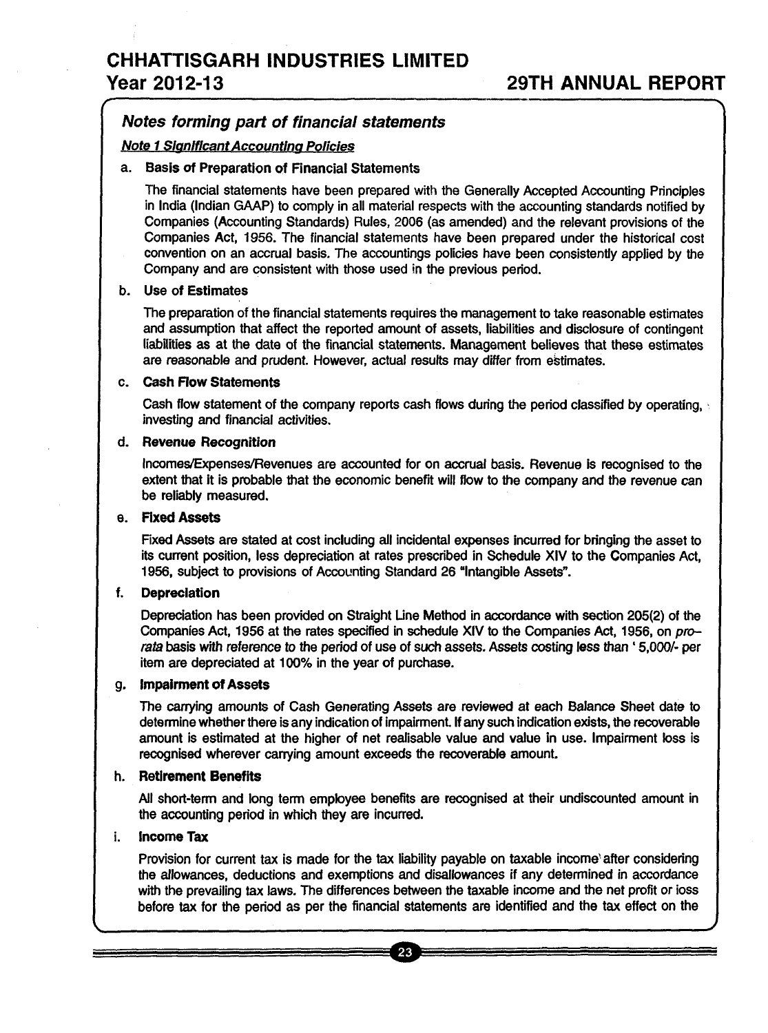## Notes forming part of financial statements

**Note 1 Significant Accounting Policies**

a. **Basis of Preparation of Financial Statements**

The financial statements have been prepared with the Generally Accepted Accounting Principles in India (Indian GAAP) to comply in all material respects with the accounting standards notified by Companies (Accounting Standards) Rules, 2006 (as amended) and the relevant provisions of the Companies Act, 1956. The financial statements have been prepared under the historical cost convention on an accrual basis. The accountings policies have been consistently applied by the Company and are consistent with those used in the previous period.

b. **Use of Estimates**

The preparation of the financial statements requires the management to take reasonable estimates and assumption that affect the reported amount of assets, liabilities and disclosure of contingent liabilities as at the date of the financial statements. Management believes that these estimates are reasonable and prudent. However, actual results may differ from estimates.

c. **Cash Flow Statements**

Cash flow statement of the company reports cash flows during the period classified by operating, investing and financial activities.

d. **Revenue Recognition**

Incomes/Expenses/Revenues are accounted for on accrual basis. Revenue is recognised to the extent that it is probable that the economic benefit will flow to the company and the revenue can be reliably measured.

e. **Fixed Assets**

Fixed Assets are stated at cost including all incidental expenses incurred for bringing the asset to its current position, less depreciation at rates prescribed in Schedule XIV to the Companies Act, 1956, subject to provisions of Accounting Standard 26 "Intangible Assets".

f. **Depreciation**

Depreciation has been provided on Straight Line Method in accordance with section 205(2) of the Companies Act, 1956 at the rates specified in schedule XIV to the Companies Act, 1956, on *pro-rata* basis with reference to the period of use of such assets. Assets costing less than ' 5,000/- per item are depreciated at 100% in the year of purchase.

g. **Impairment of Assets**

The carrying amounts of Cash Generating Assets are reviewed at each Balance Sheet date to determine whether there is any indication of impairment. If any such indication exists, the recoverable amount is estimated at the higher of net realisable value and value in use. Impairment loss is recognised wherever carrying amount exceeds the recoverable amount.

h. **Retirement Benefits**

All short-term and long term employee benefits are recognised at their undiscounted amount in the accounting period in which they are incurred.

i. **Income Tax**

Provision for current tax is made for the tax liability payable on taxable income after considering the allowances, deductions and exemptions and disallowances if any determined in accordance with the prevailing tax laws. The differences between the taxable income and the net profit or loss before tax for the period as per the financial statements are identified and the tax effect on the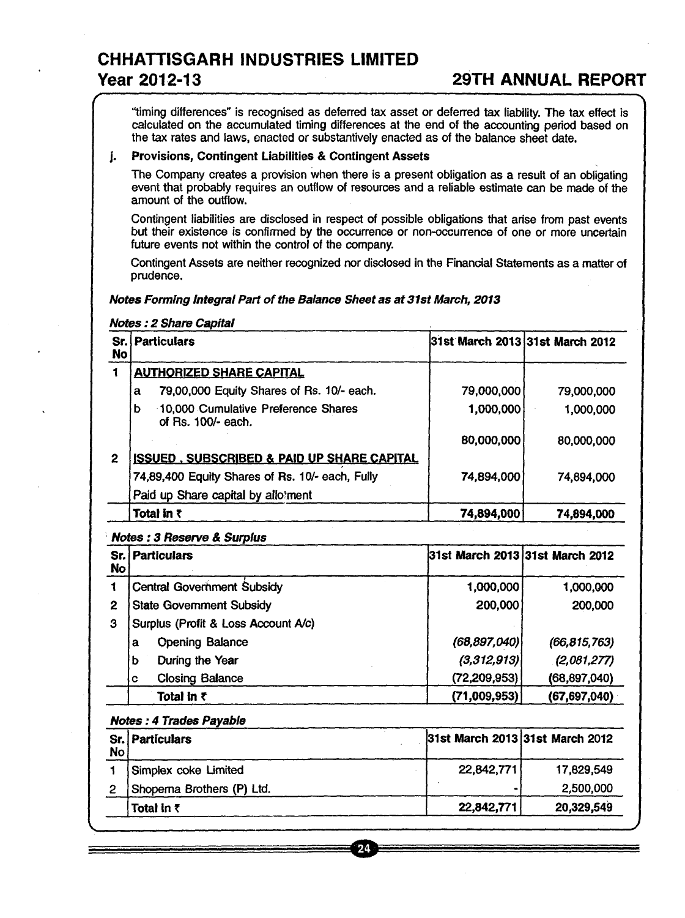"timing differences" is recognised as deferred tax asset or deferred tax liability. The tax effect is calculated on the accumulated timing differences at the end of the accounting period based on the tax rates and laws, enacted or substantively enacted as of the balance sheet date.

**j. Provisions, Contingent Liabilities & Contingent Assets**

The Company creates a provision when there is a present obligation as a result of an obligating event that probably requires an outflow of resources and a reliable estimate can be made of the amount of the outflow.

Contingent liabilities are disclosed in respect of possible obligations that arise from past events but their existence is confirmed by the occurrence or non-occurrence of one or more uncertain future events not within the control of the company.

Contingent Assets are neither recognized nor disclosed in the Financial Statements as a matter of prudence.

***Notes Forming Integral Part of the Balance Sheet as at 31st March, 2013***

***Notes : 2 Share Capital***

| Sr. No | Particulars | 31st March 2013 | 31st March 2012 |
|---|---|---|---|
| 1 | **AUTHORIZED SHARE CAPITAL** | | |
| | a 79,00,000 Equity Shares of Rs. 10/- each. | 79,000,000 | 79,000,000 |
| | b 10,000 Cumulative Preference Shares of Rs. 100/- each. | 1,000,000 | 1,000,000 |
| | | 80,000,000 | 80,000,000 |
| 2 | **ISSUED , SUBSCRIBED & PAID UP SHARE CAPITAL** | | |
| | 74,89,400 Equity Shares of Rs. 10/- each, Fully Paid up Share capital by allotment | 74,894,000 | 74,894,000 |
| | **Total In ₹** | **74,894,000** | **74,894,000** |

***Notes : 3 Reserve & Surplus***

| Sr. No | Particulars | 31st March 2013 | 31st March 2012 |
|---|---|---|---|
| 1 | Central Government Subsidy | 1,000,000 | 1,000,000 |
| 2 | State Government Subsidy | 200,000 | 200,000 |
| 3 | Surplus (Profit & Loss Account A/c) | | |
| | a Opening Balance | *(68,897,040)* | *(66,815,763)* |
| | b During the Year | *(3,312,913)* | *(2,081,277)* |
| | c Closing Balance | (72,209,953) | (68,897,040) |
| | **Total In ₹** | **(71,009,953)** | **(67,697,040)** |

***Notes : 4 Trades Payable***

| Sr. No | Particulars | 31st March 2013 | 31st March 2012 |
|---|---|---|---|
| 1 | Simplex coke Limited | 22,842,771 | 17,829,549 |
| 2 | Shoperna Brothers (P) Ltd. | - | 2,500,000 |
| | **Total In ₹** | **22,842,771** | **20,329,549** |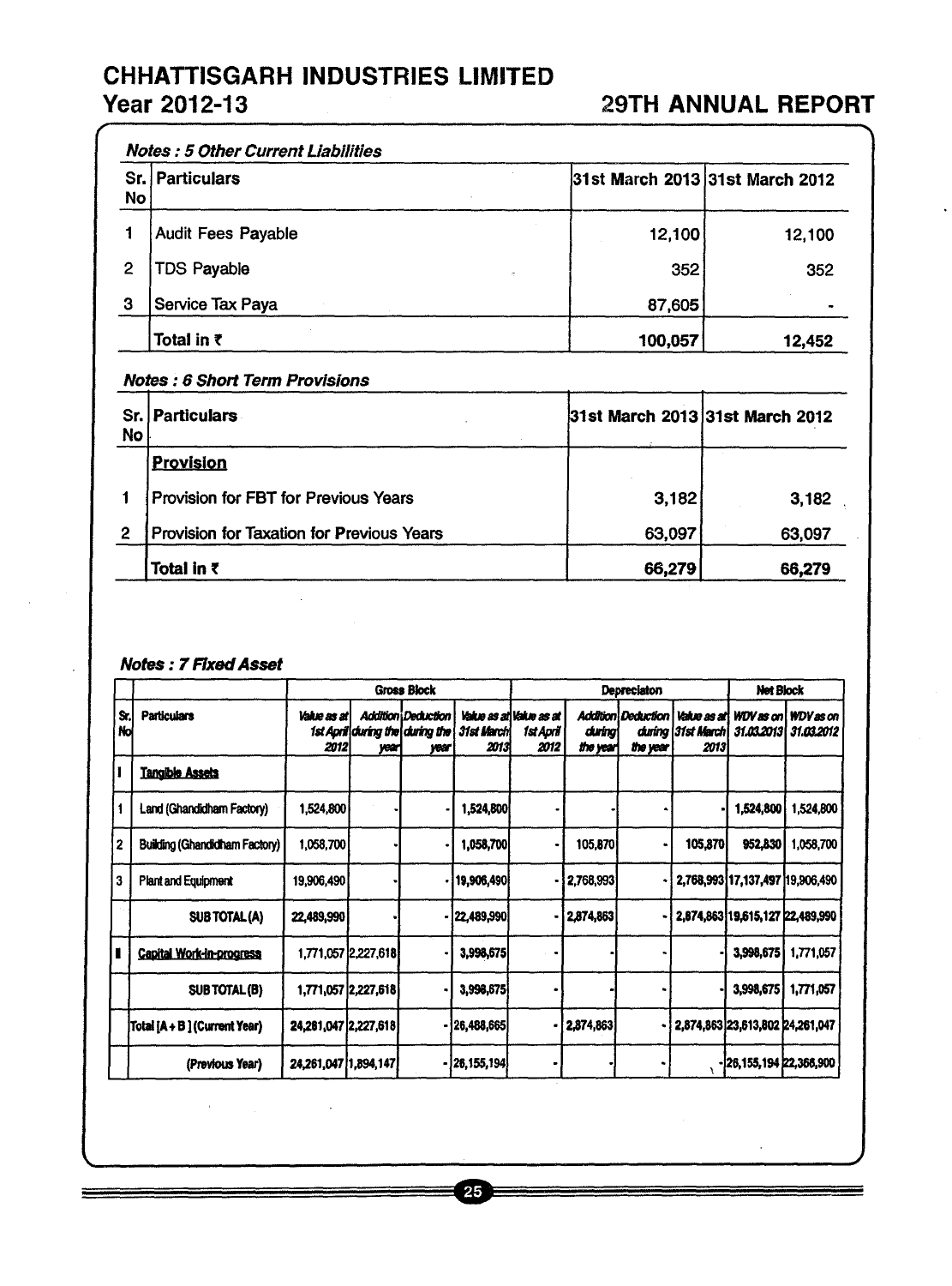### *Notes : 5 Other Current Liabilities*

| Sr. No | Particulars | 31st March 2013 | 31st March 2012 |
|---|---|---|---|
| 1 | Audit Fees Payable | 12,100 | 12,100 |
| 2 | TDS Payable | 352 | 352 |
| 3 | Service Tax Paya | 87,605 | - |
| | **Total in ₹** | **100,057** | **12,452** |

### *Notes : 6 Short Term Provisions*

| Sr. No | Particulars | 31st March 2013 | 31st March 2012 |
|---|---|---|---|
| | **Provision** | | |
| 1 | Provision for FBT for Previous Years | 3,182 | 3,182 |
| 2 | Provision for Taxation for Previous Years | 63,097 | 63,097 |
| | **Total in ₹** | **66,279** | **66,279** |

### *Notes : 7 Fixed Asset*

| | | Gross Block | | | | Depreciaton | | | | Net Block | |
|---|---|---|---|---|---|---|---|---|---|---|---|
| Sr. No | Particulars | Value as at 1st April 2012 | Addition during the year | Deduction during the year | Value as at 31st March 2013 | Value as at 1st April 2012 | Addition during the year | Deduction during the year | Value as at 31st March 2013 | WDV as on 31.03.2013 | WDV as on 31.03.2012 |
| I | Tangible Assets | | | | | | | | | | |
| 1 | Land (Ghandidham Factory) | 1,524,800 | - | - | 1,524,800 | - | - | - | - | 1,524,800 | 1,524,800 |
| 2 | Building (Ghandidham Factory) | 1,058,700 | - | - | 1,058,700 | - | 105,870 | - | 105,870 | 952,830 | 1,058,700 |
| 3 | Plant and Equipment | 19,906,490 | - | - | 19,906,490 | - | 2,768,993 | - | 2,768,993 | 17,137,497 | 19,906,490 |
| | SUB TOTAL (A) | 22,489,990 | - | - | 22,489,990 | - | 2,874,863 | - | 2,874,863 | 19,615,127 | 22,489,990 |
| II | Capital Work-in-progress | 1,771,057 | 2,227,618 | - | 3,998,675 | - | - | - | - | 3,998,675 | 1,771,057 |
| | SUB TOTAL (B) | 1,771,057 | 2,227,618 | - | 3,998,675 | - | - | - | - | 3,998,675 | 1,771,057 |
| | Total [A + B ] (Current Year) | 24,261,047 | 2,227,618 | - | 26,488,665 | - | 2,874,863 | - | 2,874,863 | 23,613,802 | 24,261,047 |
| | (Previous Year) | 24,261,047 | 1,894,147 | - | 26,155,194 | - | - | - | - | 26,155,194 | 22,366,900 |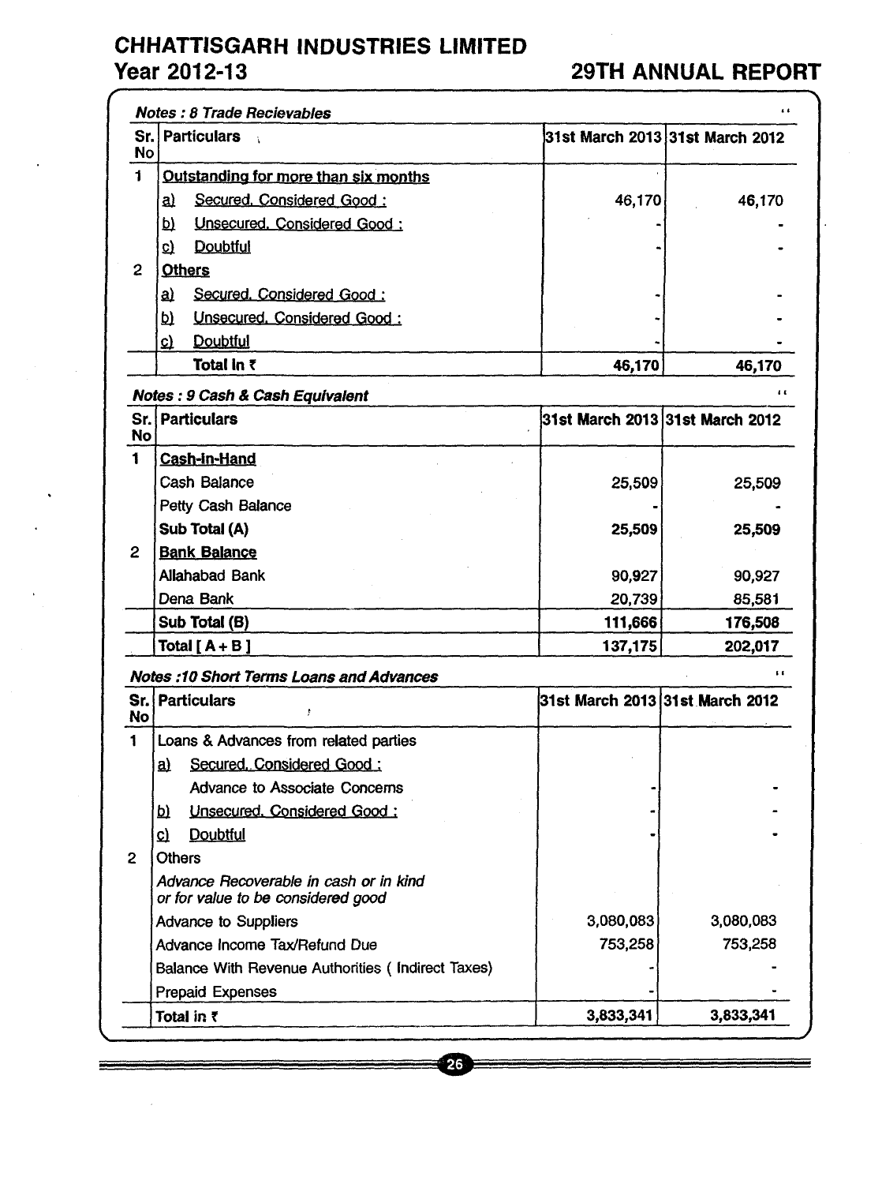# CHHATTISGARH INDUSTRIES LIMITED

**Year 2012-13** **29TH ANNUAL REPORT**

***Notes : 8 Trade Recievables***

| Sr. No | Particulars | 31st March 2013 | 31st March 2012 |
|---|---|---|---|
| 1 | Outstanding for more than six months | | |
| | a) Secured, Considered Good : | 46,170 | 46,170 |
| | b) Unsecured, Considered Good : | - | - |
| | c) Doubtful | - | - |
| 2 | Others | | |
| | a) Secured, Considered Good : | - | - |
| | b) Unsecured, Considered Good : | - | - |
| | c) Doubtful | - | - |
| | **Total In ₹** | **46,170** | **46,170** |

***Notes : 9 Cash & Cash Equivalent***

| Sr. No | Particulars | 31st March 2013 | 31st March 2012 |
|---|---|---|---|
| 1 | **Cash-in-Hand** | | |
| | Cash Balance | 25,509 | 25,509 |
| | Petty Cash Balance | - | - |
| | **Sub Total (A)** | **25,509** | **25,509** |
| 2 | **Bank Balance** | | |
| | Allahabad Bank | 90,927 | 90,927 |
| | Dena Bank | 20,739 | 85,581 |
| | **Sub Total (B)** | **111,666** | **176,508** |
| | **Total [ A + B ]** | **137,175** | **202,017** |

***Notes :10 Short Terms Loans and Advances***

| Sr. No | Particulars | 31st March 2013 | 31st March 2012 |
|---|---|---|---|
| 1 | Loans & Advances from related parties | | |
| | a) Secured, Considered Good : | | |
| | Advance to Associate Concerns | - | - |
| | b) Unsecured, Considered Good : | - | - |
| | c) Doubtful | - | - |
| 2 | Others | | |
| | *Advance Recoverable in cash or in kind or for value to be considered good* | | |
| | Advance to Suppliers | 3,080,083 | 3,080,083 |
| | Advance Income Tax/Refund Due | 753,258 | 753,258 |
| | Balance With Revenue Authorities ( Indirect Taxes) | - | - |
| | Prepaid Expenses | - | - |
| | **Total in ₹** | **3,833,341** | **3,833,341** |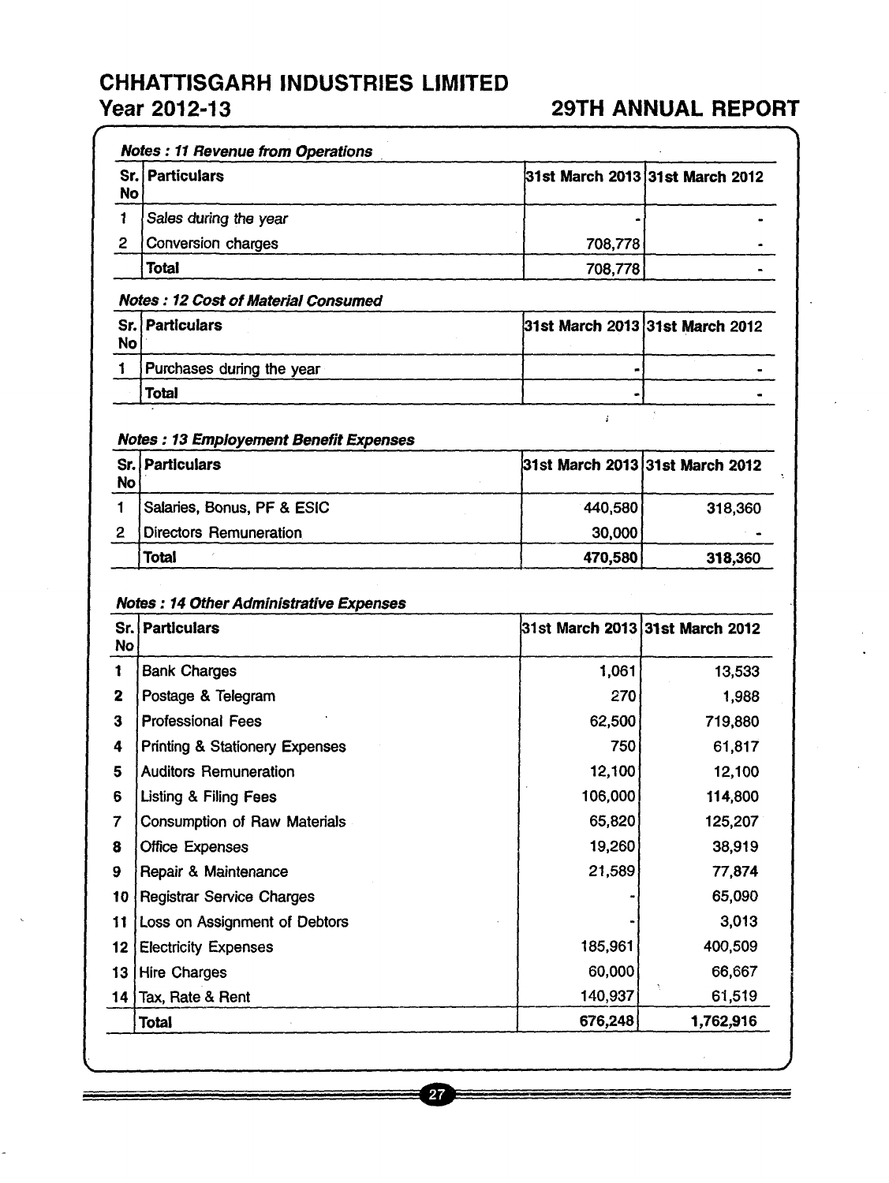# CHHATTISGARH INDUSTRIES LIMITED

## Year 2012-13 — 29TH ANNUAL REPORT

### *Notes : 11 Revenue from Operations*

| Sr. No | Particulars | 31st March 2013 | 31st March 2012 |
|---|---|---|---|
| 1 | *Sales during the year* | - | - |
| 2 | Conversion charges | 708,778 | - |
| | **Total** | 708,778 | - |

### *Notes : 12 Cost of Material Consumed*

| Sr. No | Particulars | 31st March 2013 | 31st March 2012 |
|---|---|---|---|
| 1 | Purchases during the year | - | - |
| | **Total** | - | - |

### *Notes : 13 Employement Benefit Expenses*

| Sr. No | Particulars | 31st March 2013 | 31st March 2012 |
|---|---|---|---|
| 1 | Salaries, Bonus, PF & ESIC | 440,580 | 318,360 |
| 2 | Directors Remuneration | 30,000 | - |
| | **Total** | **470,580** | **318,360** |

### *Notes : 14 Other Administrative Expenses*

| Sr. No | Particulars | 31st March 2013 | 31st March 2012 |
|---|---|---|---|
| 1 | Bank Charges | 1,061 | 13,533 |
| 2 | Postage & Telegram | 270 | 1,988 |
| 3 | Professional Fees | 62,500 | 719,880 |
| 4 | Printing & Stationery Expenses | 750 | 61,817 |
| 5 | Auditors Remuneration | 12,100 | 12,100 |
| 6 | Listing & Filing Fees | 106,000 | 114,800 |
| 7 | Consumption of Raw Materials | 65,820 | 125,207 |
| 8 | Office Expenses | 19,260 | 38,919 |
| 9 | Repair & Maintenance | 21,589 | 77,874 |
| 10 | Registrar Service Charges | - | 65,090 |
| 11 | Loss on Assignment of Debtors | - | 3,013 |
| 12 | Electricity Expenses | 185,961 | 400,509 |
| 13 | Hire Charges | 60,000 | 66,667 |
| 14 | Tax, Rate & Rent | 140,937 | 61,519 |
| | **Total** | **676,248** | **1,762,916** |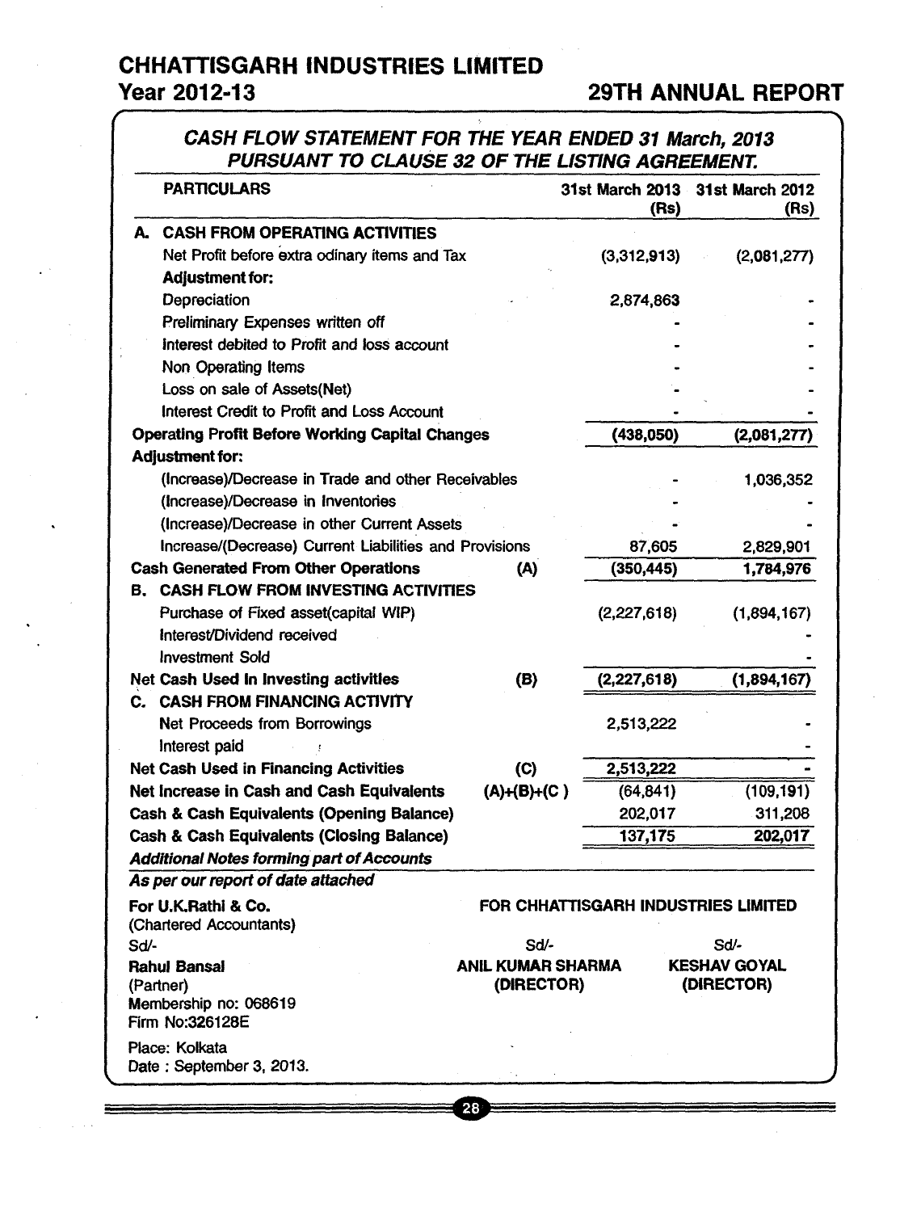# CHHATTISGARH INDUSTRIES LIMITED

## Year 2012-13 — 29TH ANNUAL REPORT

### *CASH FLOW STATEMENT FOR THE YEAR ENDED 31 March, 2013 PURSUANT TO CLAUSE 32 OF THE LISTING AGREEMENT.*

| PARTICULARS | | 31st March 2013 (Rs) | 31st March 2012 (Rs) |
|---|---|---|---|
| **A. CASH FROM OPERATING ACTIVITIES** | | | |
| Net Profit before extra odinary items and Tax | | (3,312,913) | (2,081,277) |
| **Adjustment for:** | | | |
| Depreciation | | 2,874,863 | - |
| Preliminary Expenses written off | | - | - |
| Interest debited to Profit and loss account | | - | - |
| Non Operating Items | | - | - |
| Loss on sale of Assets(Net) | | - | - |
| Interest Credit to Profit and Loss Account | | - | - |
| **Operating Profit Before Working Capital Changes** | | **(438,050)** | **(2,081,277)** |
| **Adjustment for:** | | | |
| (Increase)/Decrease in Trade and other Receivables | | - | 1,036,352 |
| (Increase)/Decrease in Inventories | | - | - |
| (Increase)/Decrease in other Current Assets | | - | - |
| Increase/(Decrease) Current Liabilities and Provisions | | 87,605 | 2,829,901 |
| **Cash Generated From Other Operations** | **(A)** | **(350,445)** | **1,784,976** |
| **B. CASH FLOW FROM INVESTING ACTIVITIES** | | | |
| Purchase of Fixed asset(capital WIP) | | (2,227,618) | (1,894,167) |
| Interest/Dividend received | | | - |
| Investment Sold | | | - |
| **Net Cash Used In Investing activities** | **(B)** | **(2,227,618)** | **(1,894,167)** |
| **C. CASH FROM FINANCING ACTIVITY** | | | |
| Net Proceeds from Borrowings | | 2,513,222 | - |
| Interest paid | | | - |
| **Net Cash Used in Financing Activities** | **(C)** | **2,513,222** | **-** |
| **Net Increase in Cash and Cash Equivalents** | **(A)+(B)+(C )** | (64,841) | (109,191) |
| **Cash & Cash Equivalents (Opening Balance)** | | 202,017 | 311,208 |
| **Cash & Cash Equivalents (Closing Balance)** | | 137,175 | 202,017 |

***Additional Notes forming part of Accounts***

***As per our report of date attached***

**For U.K.Rathi & Co.**
(Chartered Accountants)
Sd/-
**Rahul Bansal**
(Partner)
Membership no: 068619
Firm No:326128E

Place: Kolkata
Date : September 3, 2013.

**FOR CHHATTISGARH INDUSTRIES LIMITED**

Sd/-
**ANIL KUMAR SHARMA**
**(DIRECTOR)**

Sd/-
**KESHAV GOYAL**
**(DIRECTOR)**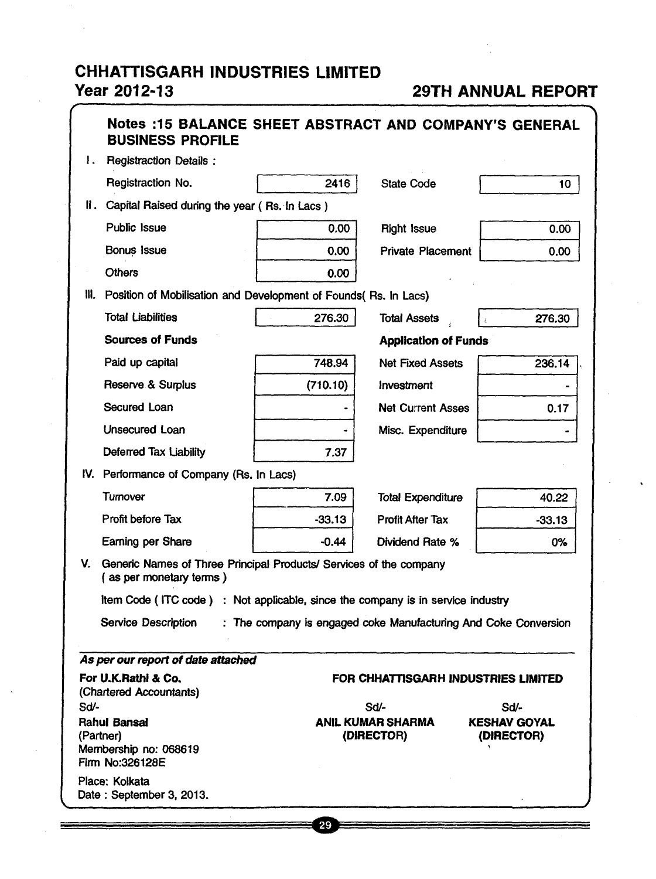## Notes :15 BALANCE SHEET ABSTRACT AND COMPANY'S GENERAL BUSINESS PROFILE

**I. Registraction Details :**

| | | | |
|---|---|---|---|
| Registraction No. | 2416 | State Code | 10 |

**II. Capital Raised during the year ( Rs. In Lacs )**

| | | | |
|---|---|---|---|
| Public Issue | 0.00 | Right Issue | 0.00 |
| Bonus Issue | 0.00 | Private Placement | 0.00 |
| Others | 0.00 | | |

**III. Position of Mobilisation and Development of Founds( Rs. In Lacs)**

| | | | |
|---|---|---|---|
| Total Liabilities | 276.30 | Total Assets | 276.30 |
| **Sources of Funds** | | **Application of Funds** | |
| Paid up capital | 748.94 | Net Fixed Assets | 236.14 |
| Reserve & Surplus | (710.10) | Investment | - |
| Secured Loan | - | Net Current Asses | 0.17 |
| Unsecured Loan | - | Misc. Expenditure | - |
| Deferred Tax Liability | 7.37 | | |

**IV. Performance of Company (Rs. In Lacs)**

| | | | |
|---|---|---|---|
| Turnover | 7.09 | Total Expenditure | 40.22 |
| Profit before Tax | -33.13 | Profit After Tax | -33.13 |
| Earning per Share | -0.44 | Dividend Rate % | 0% |

**V. Generic Names of Three Principal Products/ Services of the company ( as per monetary terms )**

Item Code ( ITC code ) : Not applicable, since the company is in service industry

Service Description : The company is engaged coke Manufacturing And Coke Conversion

***As per our report of date attached***

**For U.K.Rathi & Co.**
(Chartered Accountants)
Sd/-
**Rahul Bansal**
(Partner)
Membership no: 068619
Firm No:326128E

Place: Kolkata
Date : September 3, 2013.

**FOR CHHATTISGARH INDUSTRIES LIMITED**

| Sd/- | Sd/- |
|---|---|
| **ANIL KUMAR SHARMA (DIRECTOR)** | **KESHAV GOYAL (DIRECTOR)** |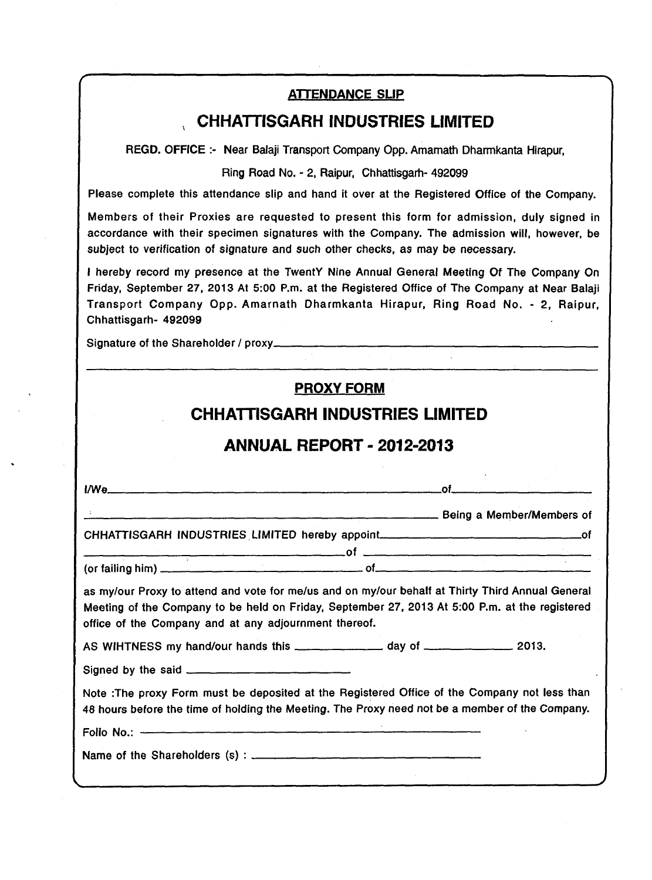## ATTENDANCE SLIP

# CHHATTISGARH INDUSTRIES LIMITED

REGD. OFFICE :- Near Balaji Transport Company Opp. Amarnath Dharmkanta Hirapur, Ring Road No. - 2, Raipur, Chhattisgarh- 492099

Please complete this attendance slip and hand it over at the Registered Office of the Company.

Members of their Proxies are requested to present this form for admission, duly signed in accordance with their specimen signatures with the Company. The admission will, however, be subject to verification of signature and such other checks, as may be necessary.

I hereby record my presence at the TwentY Nine Annual General Meeting Of The Company On Friday, September 27, 2013 At 5:00 P.m. at the Registered Office of The Company at Near Balaji Transport Company Opp. Amarnath Dharmkanta Hirapur, Ring Road No. - 2, Raipur, Chhattisgarh- 492099

Signature of the Shareholder / proxy\_\_\_\_\_\_\_\_\_\_\_\_\_\_\_\_\_\_\_\_\_\_\_\_\_\_\_\_\_\_\_\_

---

## PROXY FORM

# CHHATTISGARH INDUSTRIES LIMITED

## ANNUAL REPORT - 2012-2013

I/We\_\_\_\_\_\_\_\_\_\_\_\_\_\_\_\_\_\_\_\_\_\_\_\_\_\_\_\_\_\_\_\_of\_\_\_\_\_\_\_\_\_\_\_\_\_\_\_\_

\_\_\_\_\_\_\_\_\_\_\_\_\_\_\_\_\_\_\_\_\_\_\_\_\_\_\_\_\_\_\_\_ Being a Member/Members of

CHHATTISGARH INDUSTRIES LIMITED hereby appoint\_\_\_\_\_\_\_\_\_\_\_\_\_\_\_\_\_\_\_\_of

\_\_\_\_\_\_\_\_\_\_\_\_\_\_\_\_\_\_\_\_\_\_\_\_of \_\_\_\_\_\_\_\_\_\_\_\_\_\_\_\_\_\_\_\_\_\_\_\_

(or failing him) \_\_\_\_\_\_\_\_\_\_\_\_\_\_\_\_\_\_\_\_ of\_\_\_\_\_\_\_\_\_\_\_\_\_\_\_\_\_\_\_\_

as my/our Proxy to attend and vote for me/us and on my/our behalf at Thirty Third Annual General Meeting of the Company to be held on Friday, September 27, 2013 At 5:00 P.m. at the registered office of the Company and at any adjournment thereof.

AS WIHTNESS my hand/our hands this \_\_\_\_\_\_\_\_\_\_ day of \_\_\_\_\_\_\_\_\_\_ 2013.

Signed by the said \_\_\_\_\_\_\_\_\_\_\_\_\_\_\_\_\_\_\_\_

Note :The proxy Form must be deposited at the Registered Office of the Company not less than 48 hours before the time of holding the Meeting. The Proxy need not be a member of the Company.

Folio No.: \_\_\_\_\_\_\_\_\_\_\_\_\_\_\_\_\_\_\_\_\_\_\_\_\_\_\_\_\_\_\_\_

Name of the Shareholders (s) : \_\_\_\_\_\_\_\_\_\_\_\_\_\_\_\_\_\_\_\_\_\_\_\_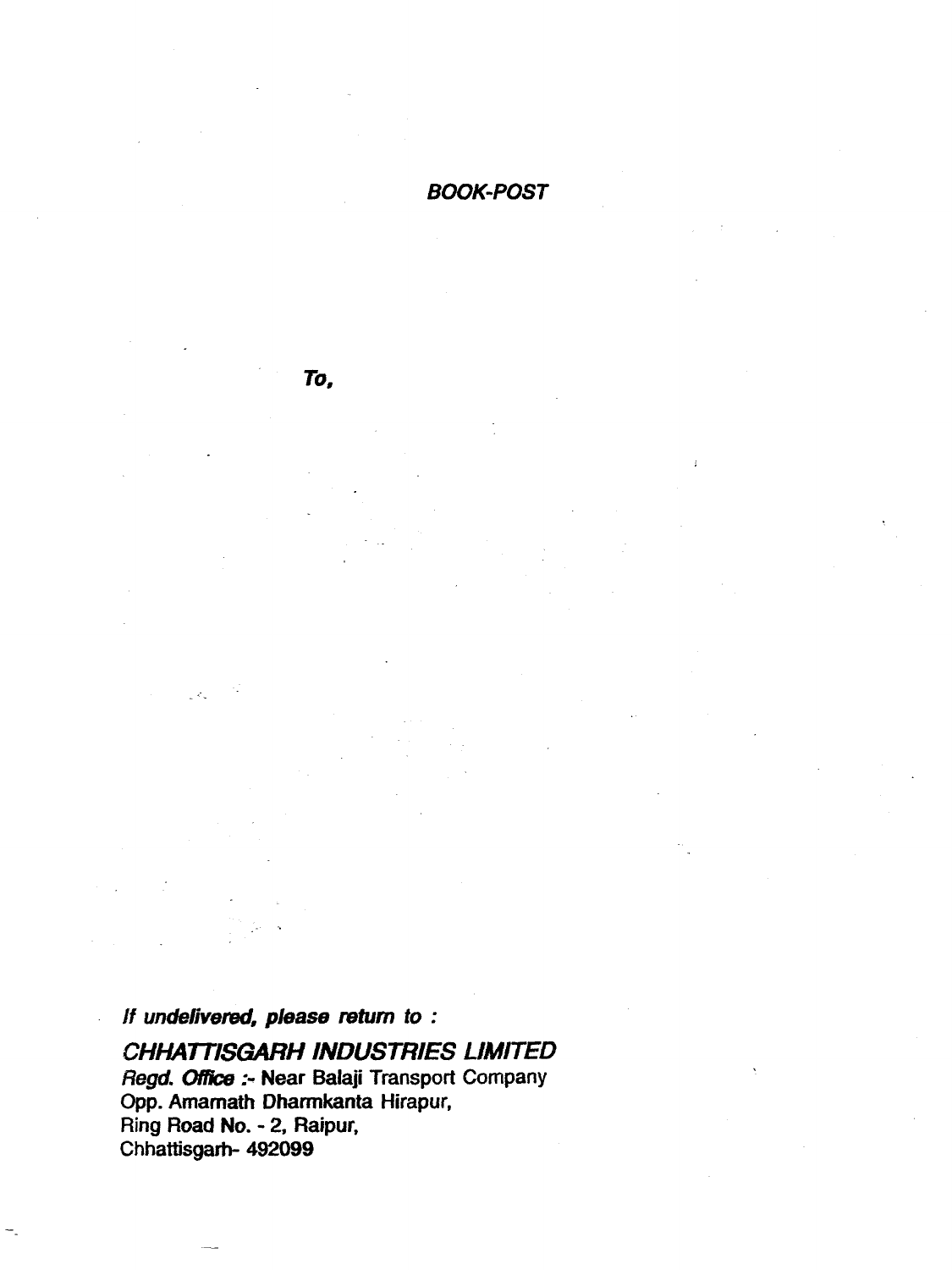***BOOK-POST***

***To,***

***If undelivered, please return to :***

***CHHATTISGARH INDUSTRIES LIMITED***

***Regd. Office :-*** Near Balaji Transport Company
Opp. Amarnath Dharmkanta Hirapur,
Ring Road No. - 2, Raipur,
Chhattisgarh- 492099